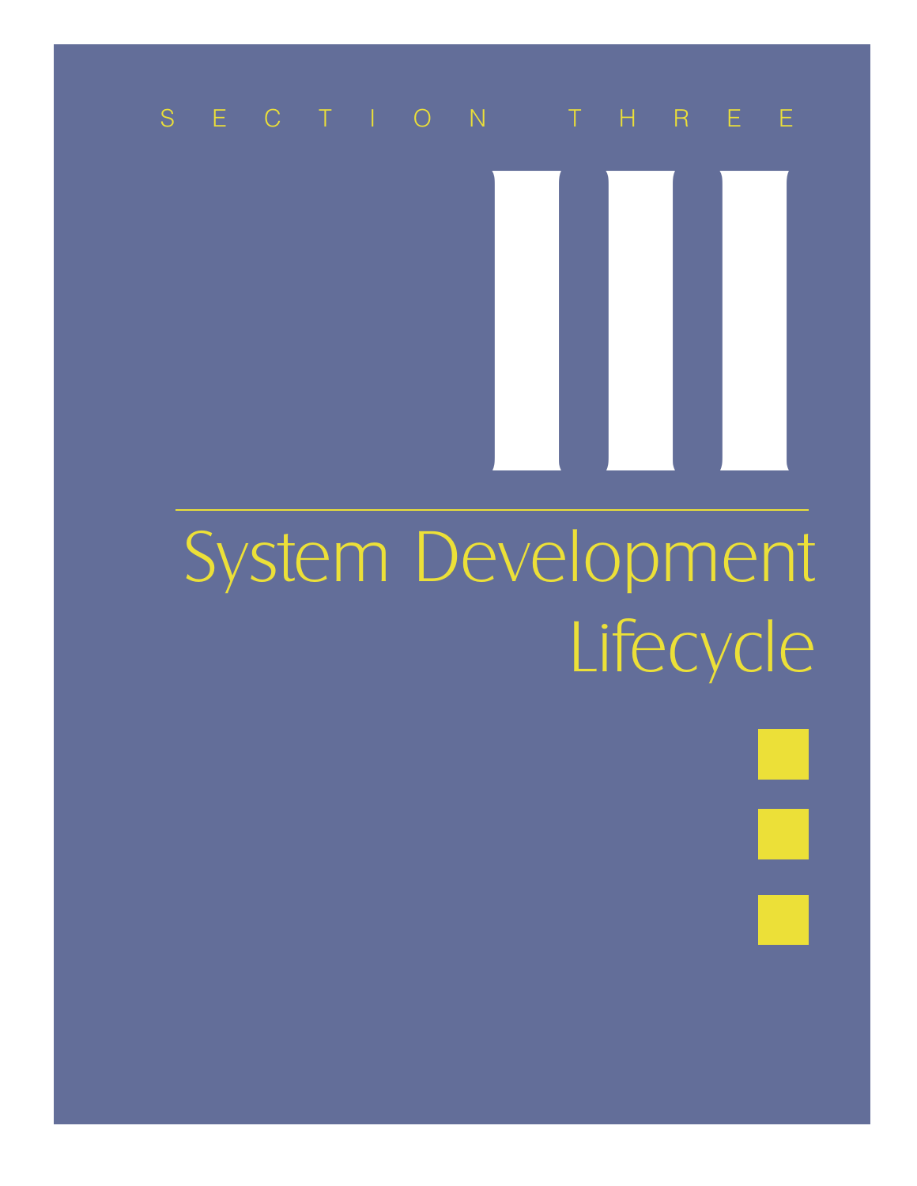SECTION THREE

# III

# System Development Lifecycle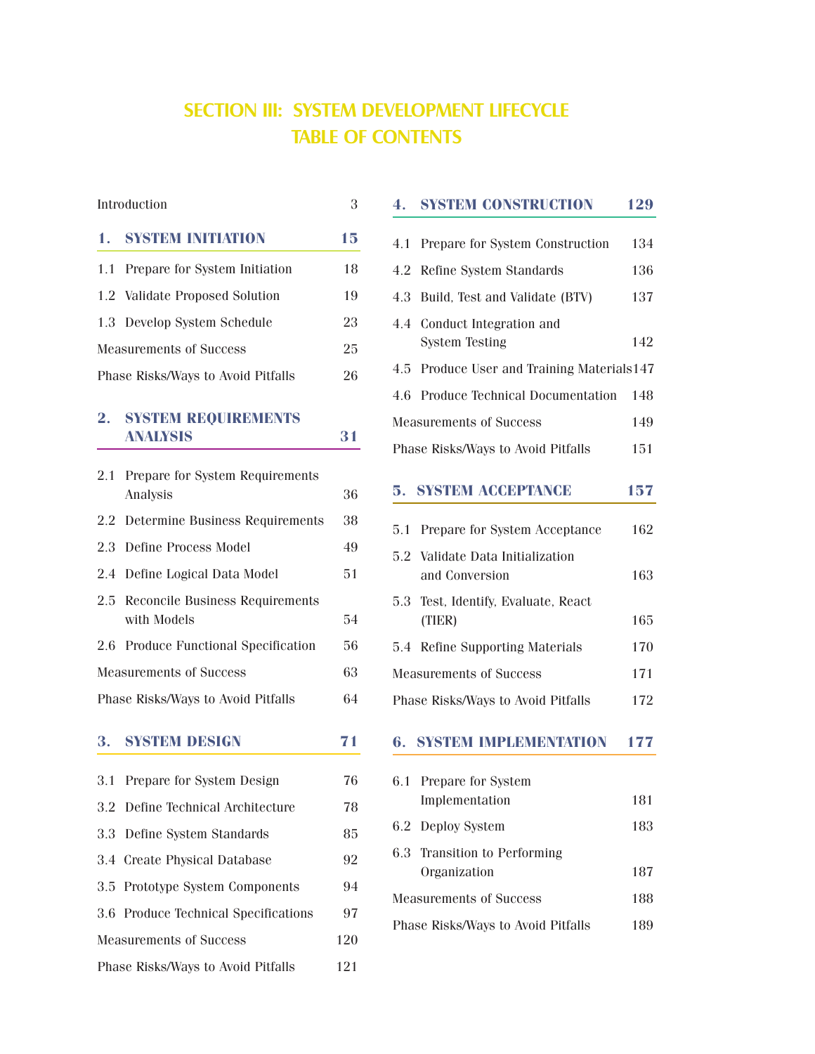# SECTION III: SYSTEM DEVELOPMENT LIFECYCLE TABLE OF CONTENTS

Introduction 3

## 1. SYSTEM INITIATION 15

1.1 Prepare for System Initiation 18

1.2 Validate Proposed Solution 19

1.3 Develop System Schedule 23

Measurements of Success 25

Phase Risks/Ways to Avoid Pitfalls 26

## 2. SYSTEM REQUIREMENTS ANALYSIS 31

2.1 Prepare for System Requirements Analysis 36

2.2 Determine Business Requirements 38

2.3 Define Process Model 49

2.4 Define Logical Data Model 51

2.5 Reconcile Business Requirements with Models 54

2.6 Produce Functional Specification 56

Measurements of Success 63

Phase Risks/Ways to Avoid Pitfalls 64

## 3. SYSTEM DESIGN 71

3.1 Prepare for System Design 76

3.2 Define Technical Architecture 78

3.3 Define System Standards 85

3.4 Create Physical Database 92

3.5 Prototype System Components 94

3.6 Produce Technical Specifications 97

Measurements of Success 120

Phase Risks/Ways to Avoid Pitfalls 121

## 4. SYSTEM CONSTRUCTION 129

4.1 Prepare for System Construction 134

4.2 Refine System Standards 136

4.3 Build, Test and Validate (BTV) 137

4.4 Conduct Integration and System Testing 142

4.5 Produce User and Training Materials 147

4.6 Produce Technical Documentation 148

Measurements of Success 149

Phase Risks/Ways to Avoid Pitfalls 151

## 5. SYSTEM ACCEPTANCE 157

5.1 Prepare for System Acceptance 162

5.2 Validate Data Initialization and Conversion 163

5.3 Test, Identify, Evaluate, React (TIER) 165

5.4 Refine Supporting Materials 170

Measurements of Success 171

Phase Risks/Ways to Avoid Pitfalls 172

## 6. SYSTEM IMPLEMENTATION 177

6.1 Prepare for System Implementation 181

6.2 Deploy System 183

6.3 Transition to Performing Organization 187

Measurements of Success 188

Phase Risks/Ways to Avoid Pitfalls 189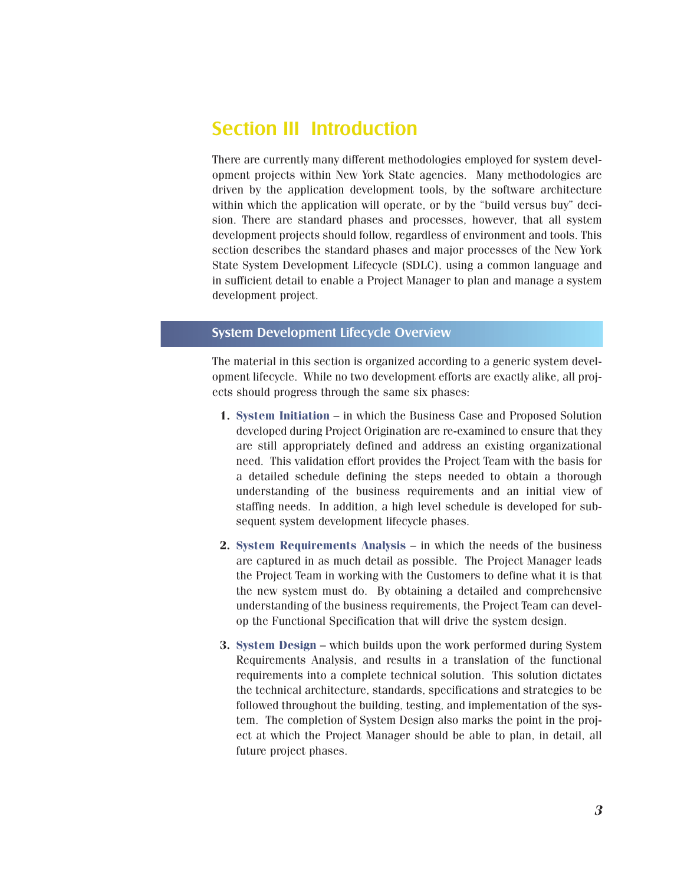# Section III Introduction

There are currently many different methodologies employed for system development projects within New York State agencies. Many methodologies are driven by the application development tools, by the software architecture within which the application will operate, or by the "build versus buy" decision. There are standard phases and processes, however, that all system development projects should follow, regardless of environment and tools. This section describes the standard phases and major processes of the New York State System Development Lifecycle (SDLC), using a common language and in sufficient detail to enable a Project Manager to plan and manage a system development project.

## System Development Lifecycle Overview

The material in this section is organized according to a generic system development lifecycle. While no two development efforts are exactly alike, all projects should progress through the same six phases:

1. **System Initiation** – in which the Business Case and Proposed Solution developed during Project Origination are re-examined to ensure that they are still appropriately defined and address an existing organizational need. This validation effort provides the Project Team with the basis for a detailed schedule defining the steps needed to obtain a thorough understanding of the business requirements and an initial view of staffing needs. In addition, a high level schedule is developed for subsequent system development lifecycle phases.

2. **System Requirements Analysis** – in which the needs of the business are captured in as much detail as possible. The Project Manager leads the Project Team in working with the Customers to define what it is that the new system must do. By obtaining a detailed and comprehensive understanding of the business requirements, the Project Team can develop the Functional Specification that will drive the system design.

3. **System Design** – which builds upon the work performed during System Requirements Analysis, and results in a translation of the functional requirements into a complete technical solution. This solution dictates the technical architecture, standards, specifications and strategies to be followed throughout the building, testing, and implementation of the system. The completion of System Design also marks the point in the project at which the Project Manager should be able to plan, in detail, all future project phases.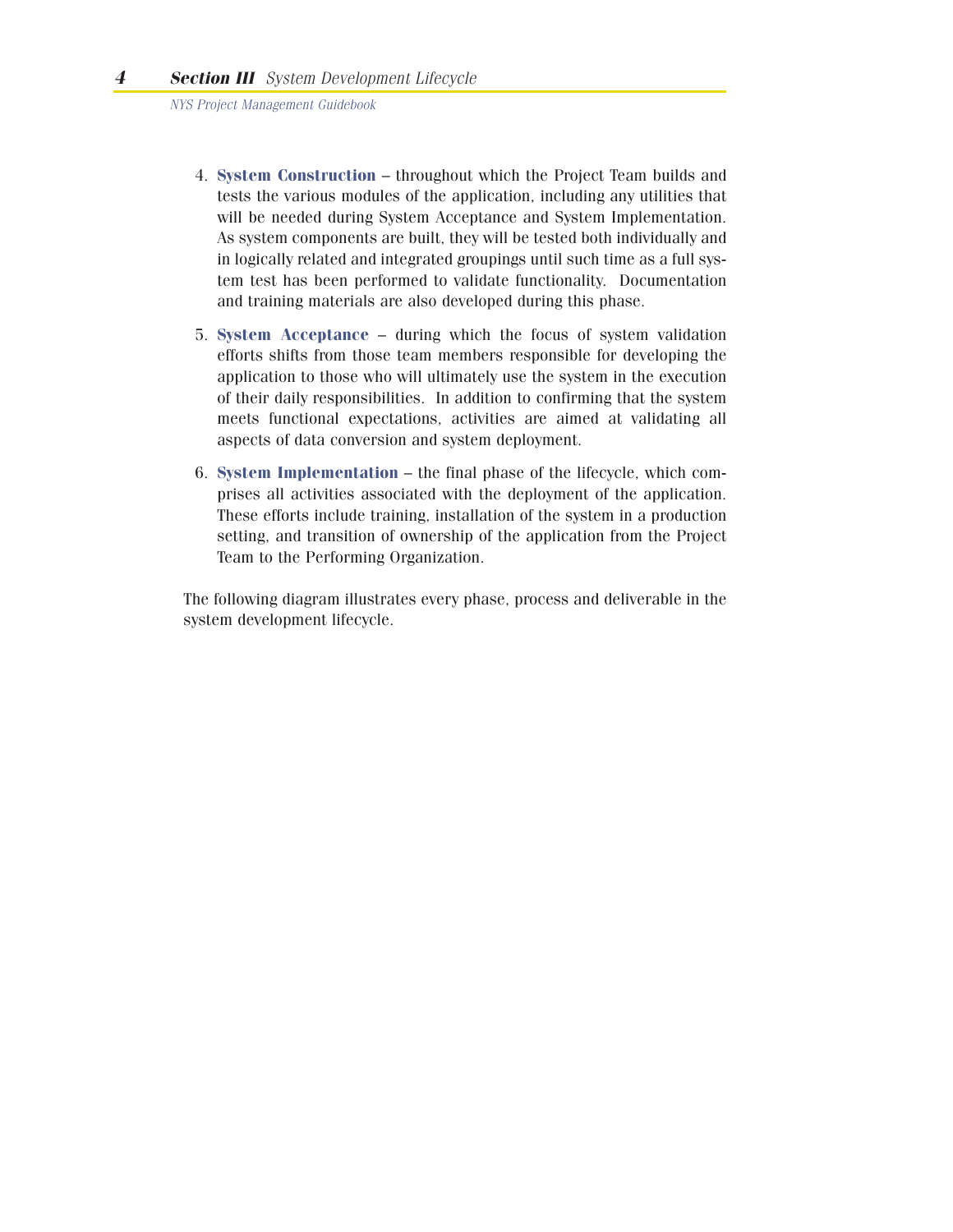4. **System Construction** – throughout which the Project Team builds and tests the various modules of the application, including any utilities that will be needed during System Acceptance and System Implementation. As system components are built, they will be tested both individually and in logically related and integrated groupings until such time as a full system test has been performed to validate functionality. Documentation and training materials are also developed during this phase.

5. **System Acceptance** – during which the focus of system validation efforts shifts from those team members responsible for developing the application to those who will ultimately use the system in the execution of their daily responsibilities. In addition to confirming that the system meets functional expectations, activities are aimed at validating all aspects of data conversion and system deployment.

6. **System Implementation** – the final phase of the lifecycle, which comprises all activities associated with the deployment of the application. These efforts include training, installation of the system in a production setting, and transition of ownership of the application from the Project Team to the Performing Organization.

The following diagram illustrates every phase, process and deliverable in the system development lifecycle.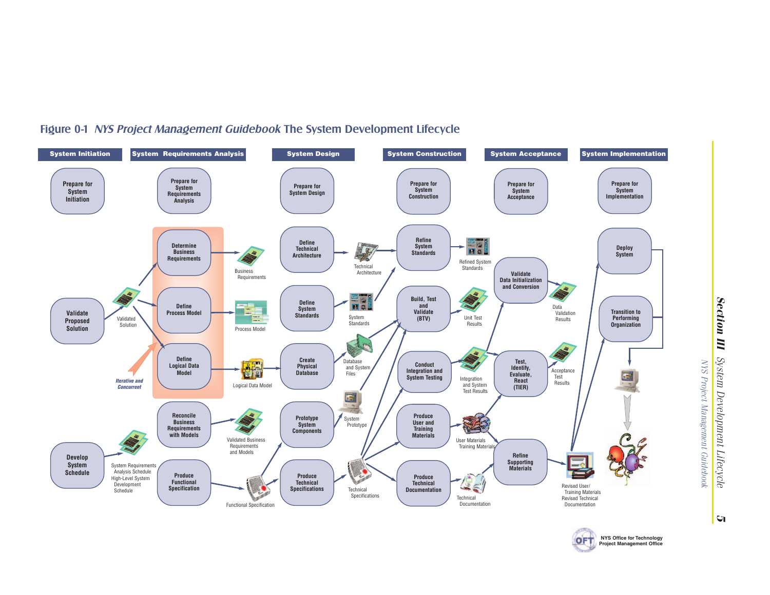# Figure 0-1 *NYS Project Management Guidebook* The System Development Lifecycle

| System Initiation | System Requirements Analysis | System Design | System Construction | System Acceptance | System Implementation |
|---|---|---|---|---|---|
| Prepare for System Initiation | Prepare for System Requirements Analysis | Prepare for System Design | Prepare for System Construction | Prepare for System Acceptance | Prepare for System Implementation |
| Validate Proposed Solution | Determine Business Requirements | Define Technical Architecture | Refine System Standards | Validate Data Initialization and Conversion | Deploy System |
| Develop System Schedule | Define Process Model | Define System Standards | Build, Test and Validate (BTV) | Test, Identify, Evaluate, React (TIER) | Transition to Performing Organization |
| | Define Logical Data Model | Create Physical Database | Conduct Integration and System Testing | Refine Supporting Materials | |
| | Reconcile Business Requirements with Models | Prototype System Components | Produce User and Training Materials | | |
| | Produce Functional Specification | Produce Technical Specifications | Produce Technical Documentation | | |

Iterative and Concurrent

Deliverables: Validated Solution; System Requirements Analysis Schedule; High-Level System Development Schedule; Business Requirements; Process Model; Logical Data Model; Validated Business Requirements and Models; Functional Specification; Technical Architecture; System Standards; Database and System Files; System Prototype; Technical Specifications; Refined System Standards; Unit Test Results; Integration and System Test Results; User Materials; Training Materials; Technical Documentation; Data Validation Results; Acceptance Test Results; Revised User/Training Materials; Revised Technical Documentation

NYS Office for Technology Project Management Office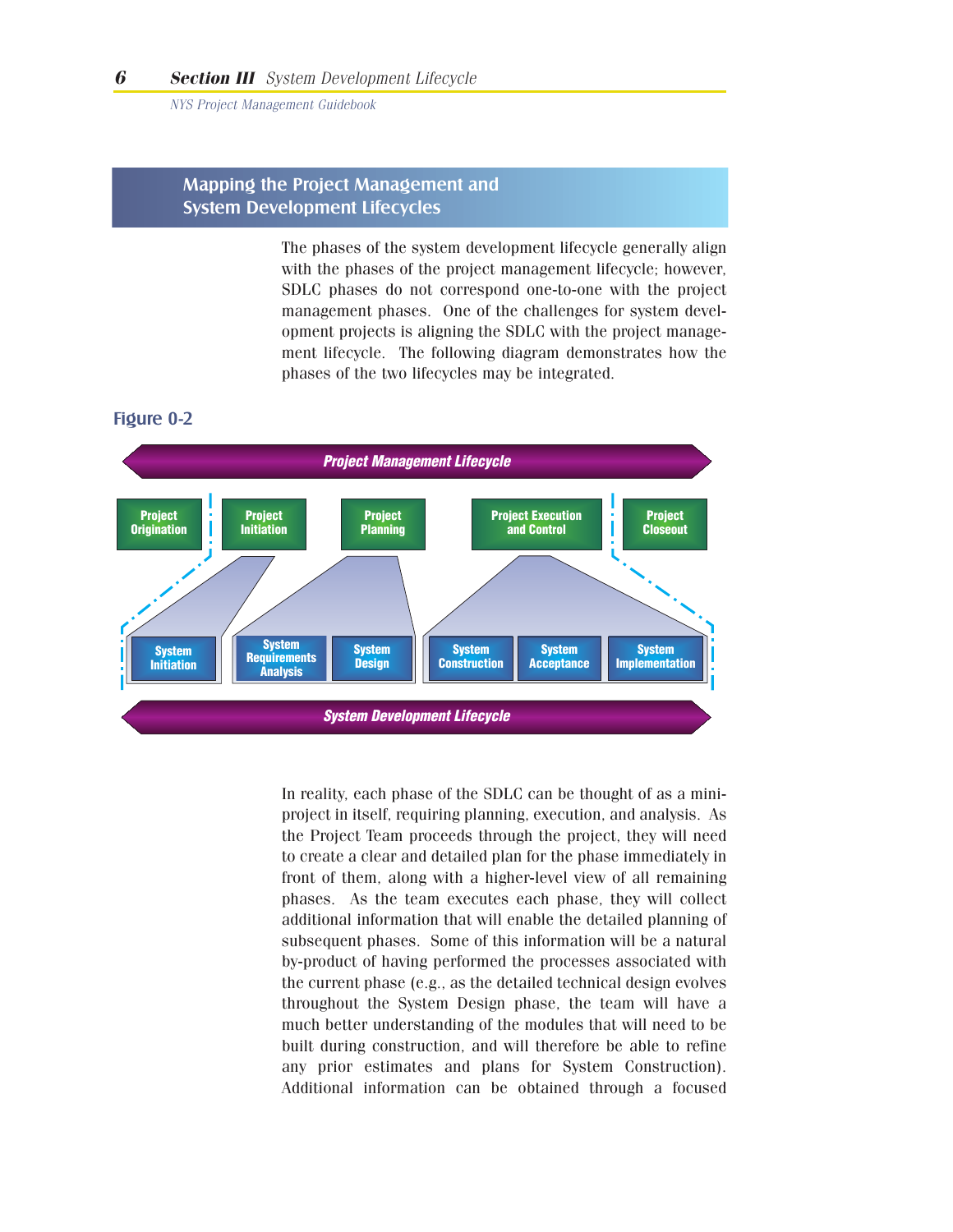## Mapping the Project Management and System Development Lifecycles

The phases of the system development lifecycle generally align with the phases of the project management lifecycle; however, SDLC phases do not correspond one-to-one with the project management phases. One of the challenges for system development projects is aligning the SDLC with the project management lifecycle. The following diagram demonstrates how the phases of the two lifecycles may be integrated.

**Figure 0-2**

**Project Management Lifecycle**

Project Origination | Project Initiation | Project Planning | Project Execution and Control | Project Closeout

System Initiation | System Requirements Analysis | System Design | System Construction | System Acceptance | System Implementation

**System Development Lifecycle**

In reality, each phase of the SDLC can be thought of as a mini-project in itself, requiring planning, execution, and analysis. As the Project Team proceeds through the project, they will need to create a clear and detailed plan for the phase immediately in front of them, along with a higher-level view of all remaining phases. As the team executes each phase, they will collect additional information that will enable the detailed planning of subsequent phases. Some of this information will be a natural by-product of having performed the processes associated with the current phase (e.g., as the detailed technical design evolves throughout the System Design phase, the team will have a much better understanding of the modules that will need to be built during construction, and will therefore be able to refine any prior estimates and plans for System Construction). Additional information can be obtained through a focused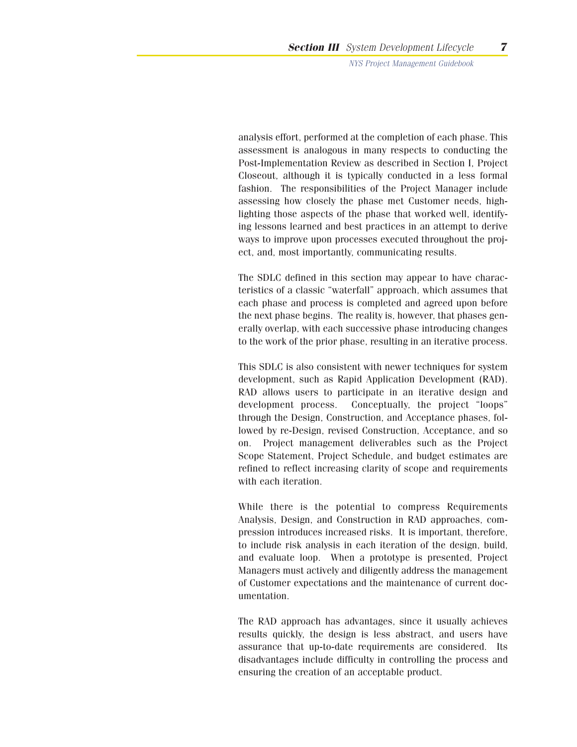analysis effort, performed at the completion of each phase. This assessment is analogous in many respects to conducting the Post-Implementation Review as described in Section I, Project Closeout, although it is typically conducted in a less formal fashion. The responsibilities of the Project Manager include assessing how closely the phase met Customer needs, highlighting those aspects of the phase that worked well, identifying lessons learned and best practices in an attempt to derive ways to improve upon processes executed throughout the project, and, most importantly, communicating results.

The SDLC defined in this section may appear to have characteristics of a classic "waterfall" approach, which assumes that each phase and process is completed and agreed upon before the next phase begins. The reality is, however, that phases generally overlap, with each successive phase introducing changes to the work of the prior phase, resulting in an iterative process.

This SDLC is also consistent with newer techniques for system development, such as Rapid Application Development (RAD). RAD allows users to participate in an iterative design and development process. Conceptually, the project "loops" through the Design, Construction, and Acceptance phases, followed by re-Design, revised Construction, Acceptance, and so on. Project management deliverables such as the Project Scope Statement, Project Schedule, and budget estimates are refined to reflect increasing clarity of scope and requirements with each iteration.

While there is the potential to compress Requirements Analysis, Design, and Construction in RAD approaches, compression introduces increased risks. It is important, therefore, to include risk analysis in each iteration of the design, build, and evaluate loop. When a prototype is presented, Project Managers must actively and diligently address the management of Customer expectations and the maintenance of current documentation.

The RAD approach has advantages, since it usually achieves results quickly, the design is less abstract, and users have assurance that up-to-date requirements are considered. Its disadvantages include difficulty in controlling the process and ensuring the creation of an acceptable product.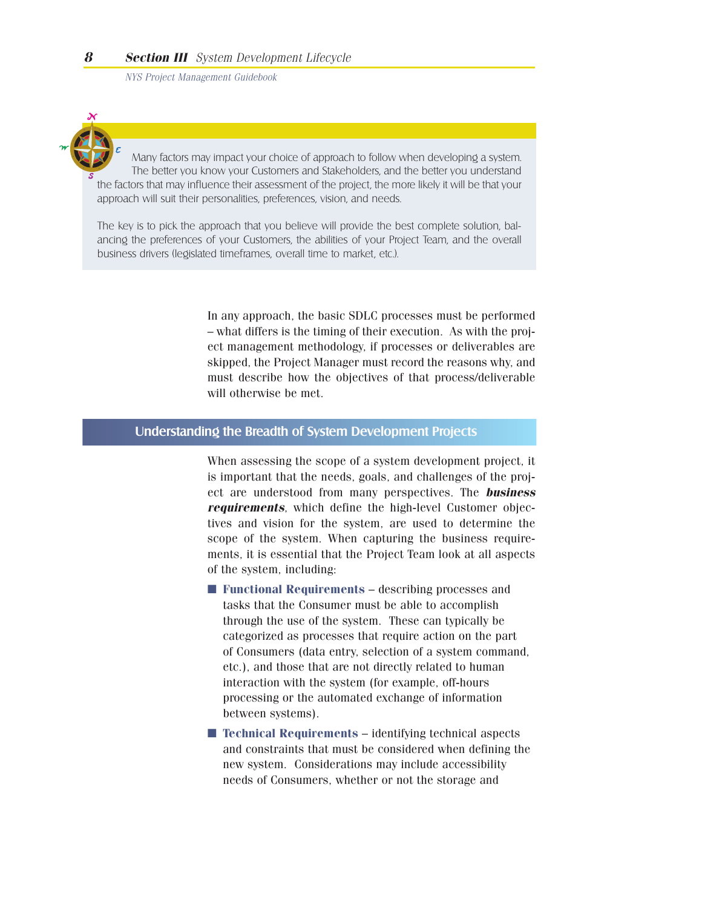Many factors may impact your choice of approach to follow when developing a system. The better you know your Customers and Stakeholders, and the better you understand the factors that may influence their assessment of the project, the more likely it will be that your approach will suit their personalities, preferences, vision, and needs.

The key is to pick the approach that you believe will provide the best complete solution, balancing the preferences of your Customers, the abilities of your Project Team, and the overall business drivers (legislated timeframes, overall time to market, etc.).

In any approach, the basic SDLC processes must be performed – what differs is the timing of their execution. As with the project management methodology, if processes or deliverables are skipped, the Project Manager must record the reasons why, and must describe how the objectives of that process/deliverable will otherwise be met.

## Understanding the Breadth of System Development Projects

When assessing the scope of a system development project, it is important that the needs, goals, and challenges of the project are understood from many perspectives. The ***business requirements***, which define the high-level Customer objectives and vision for the system, are used to determine the scope of the system. When capturing the business requirements, it is essential that the Project Team look at all aspects of the system, including:

- **Functional Requirements** – describing processes and tasks that the Consumer must be able to accomplish through the use of the system. These can typically be categorized as processes that require action on the part of Consumers (data entry, selection of a system command, etc.), and those that are not directly related to human interaction with the system (for example, off-hours processing or the automated exchange of information between systems).
- **Technical Requirements** – identifying technical aspects and constraints that must be considered when defining the new system. Considerations may include accessibility needs of Consumers, whether or not the storage and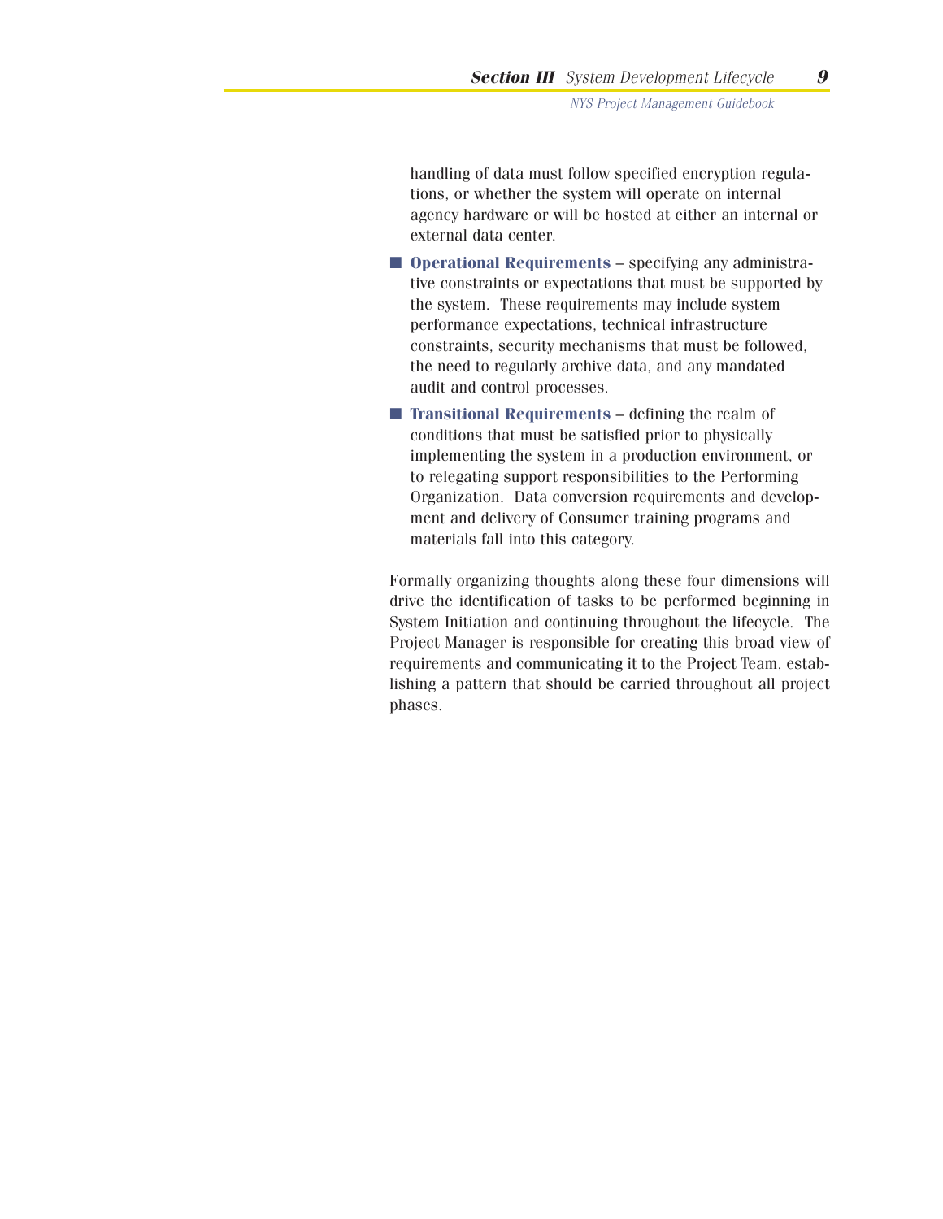handling of data must follow specified encryption regulations, or whether the system will operate on internal agency hardware or will be hosted at either an internal or external data center.

- **Operational Requirements** – specifying any administrative constraints or expectations that must be supported by the system. These requirements may include system performance expectations, technical infrastructure constraints, security mechanisms that must be followed, the need to regularly archive data, and any mandated audit and control processes.
- **Transitional Requirements** – defining the realm of conditions that must be satisfied prior to physically implementing the system in a production environment, or to relegating support responsibilities to the Performing Organization. Data conversion requirements and development and delivery of Consumer training programs and materials fall into this category.

Formally organizing thoughts along these four dimensions will drive the identification of tasks to be performed beginning in System Initiation and continuing throughout the lifecycle. The Project Manager is responsible for creating this broad view of requirements and communicating it to the Project Team, establishing a pattern that should be carried throughout all project phases.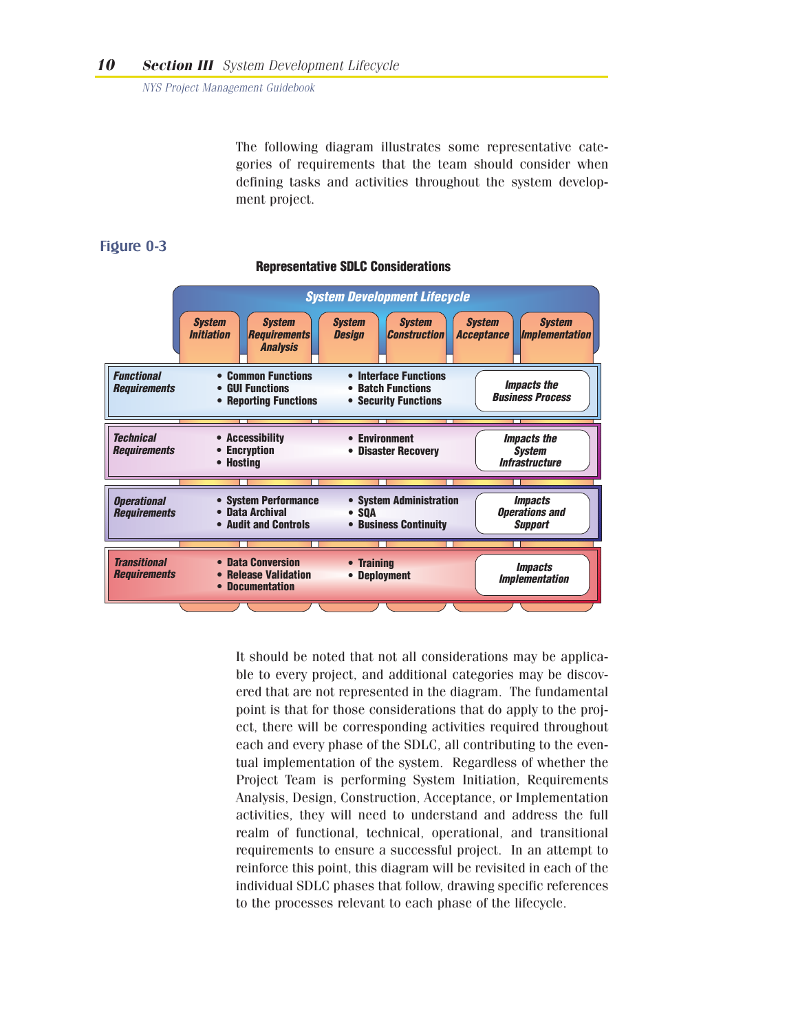The following diagram illustrates some representative categories of requirements that the team should consider when defining tasks and activities throughout the system development project.

**Figure 0-3**

**Representative SDLC Considerations**

***System Development Lifecycle***

*System Initiation* | *System Requirements Analysis* | *System Design* | *System Construction* | *System Acceptance* | *System Implementation*

| Requirements | | | Impact |
|---|---|---|---|
| ***Functional Requirements*** | • Common Functions<br>• GUI Functions<br>• Reporting Functions | • Interface Functions<br>• Batch Functions<br>• Security Functions | ***Impacts the Business Process*** |
| ***Technical Requirements*** | • Accessibility<br>• Encryption<br>• Hosting | • Environment<br>• Disaster Recovery | ***Impacts the System Infrastructure*** |
| ***Operational Requirements*** | • System Performance<br>• Data Archival<br>• Audit and Controls | • System Administration<br>• SQA<br>• Business Continuity | ***Impacts Operations and Support*** |
| ***Transitional Requirements*** | • Data Conversion<br>• Release Validation<br>• Documentation | • Training<br>• Deployment | ***Impacts Implementation*** |

It should be noted that not all considerations may be applicable to every project, and additional categories may be discovered that are not represented in the diagram. The fundamental point is that for those considerations that do apply to the project, there will be corresponding activities required throughout each and every phase of the SDLC, all contributing to the eventual implementation of the system. Regardless of whether the Project Team is performing System Initiation, Requirements Analysis, Design, Construction, Acceptance, or Implementation activities, they will need to understand and address the full realm of functional, technical, operational, and transitional requirements to ensure a successful project. In an attempt to reinforce this point, this diagram will be revisited in each of the individual SDLC phases that follow, drawing specific references to the processes relevant to each phase of the lifecycle.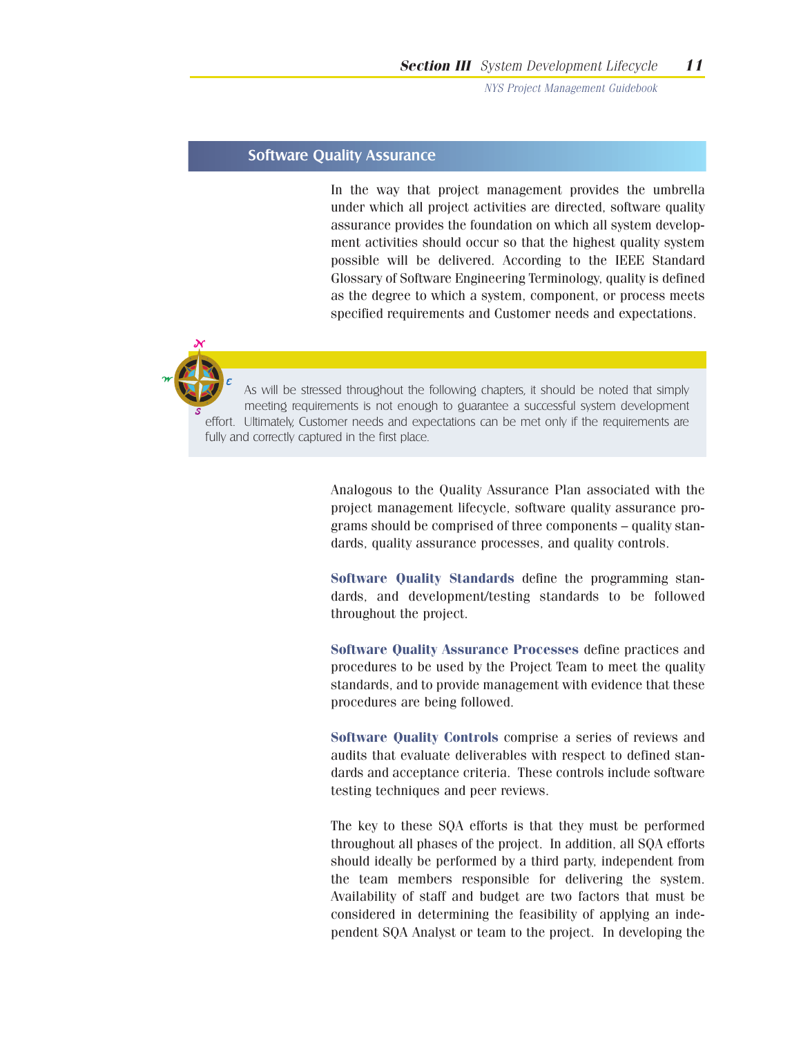## Software Quality Assurance

In the way that project management provides the umbrella under which all project activities are directed, software quality assurance provides the foundation on which all system development activities should occur so that the highest quality system possible will be delivered. According to the IEEE Standard Glossary of Software Engineering Terminology, quality is defined as the degree to which a system, component, or process meets specified requirements and Customer needs and expectations.

> As will be stressed throughout the following chapters, it should be noted that simply meeting requirements is not enough to guarantee a successful system development effort. Ultimately, Customer needs and expectations can be met only if the requirements are fully and correctly captured in the first place.

Analogous to the Quality Assurance Plan associated with the project management lifecycle, software quality assurance programs should be comprised of three components – quality standards, quality assurance processes, and quality controls.

**Software Quality Standards** define the programming standards, and development/testing standards to be followed throughout the project.

**Software Quality Assurance Processes** define practices and procedures to be used by the Project Team to meet the quality standards, and to provide management with evidence that these procedures are being followed.

**Software Quality Controls** comprise a series of reviews and audits that evaluate deliverables with respect to defined standards and acceptance criteria. These controls include software testing techniques and peer reviews.

The key to these SQA efforts is that they must be performed throughout all phases of the project. In addition, all SQA efforts should ideally be performed by a third party, independent from the team members responsible for delivering the system. Availability of staff and budget are two factors that must be considered in determining the feasibility of applying an independent SQA Analyst or team to the project. In developing the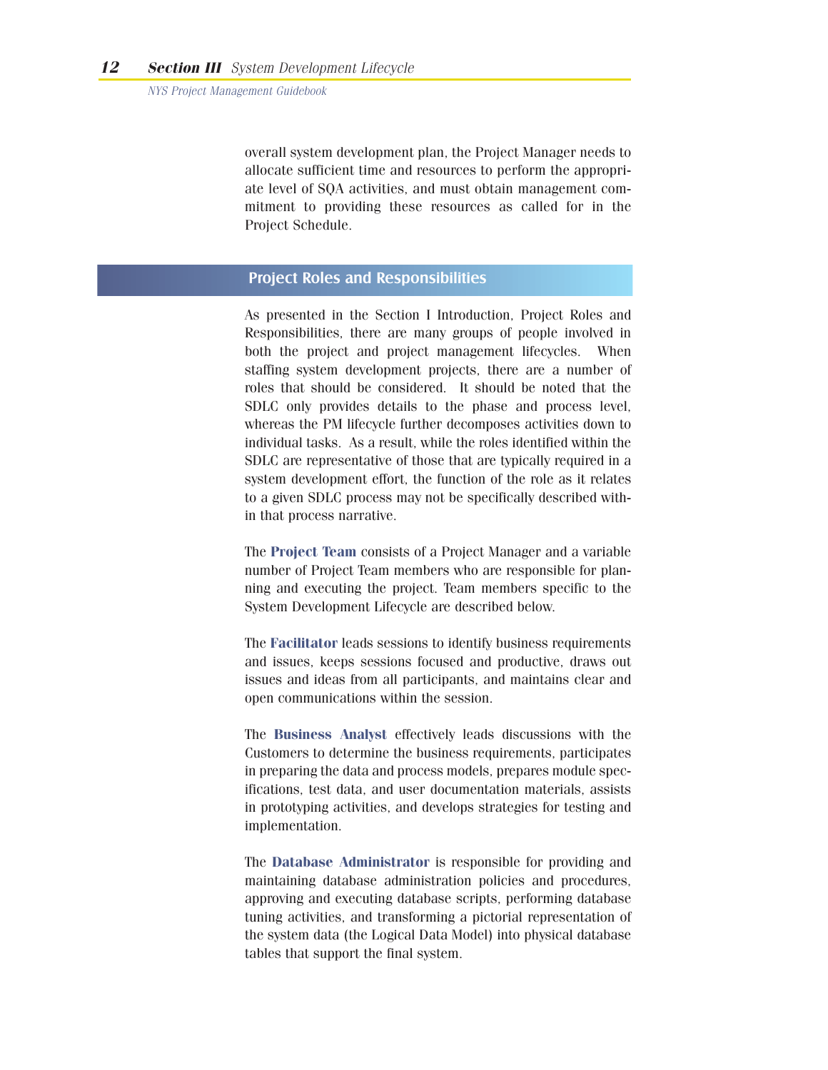overall system development plan, the Project Manager needs to allocate sufficient time and resources to perform the appropriate level of SQA activities, and must obtain management commitment to providing these resources as called for in the Project Schedule.

## Project Roles and Responsibilities

As presented in the Section I Introduction, Project Roles and Responsibilities, there are many groups of people involved in both the project and project management lifecycles. When staffing system development projects, there are a number of roles that should be considered. It should be noted that the SDLC only provides details to the phase and process level, whereas the PM lifecycle further decomposes activities down to individual tasks. As a result, while the roles identified within the SDLC are representative of those that are typically required in a system development effort, the function of the role as it relates to a given SDLC process may not be specifically described within that process narrative.

The **Project Team** consists of a Project Manager and a variable number of Project Team members who are responsible for planning and executing the project. Team members specific to the System Development Lifecycle are described below.

The **Facilitator** leads sessions to identify business requirements and issues, keeps sessions focused and productive, draws out issues and ideas from all participants, and maintains clear and open communications within the session.

The **Business Analyst** effectively leads discussions with the Customers to determine the business requirements, participates in preparing the data and process models, prepares module specifications, test data, and user documentation materials, assists in prototyping activities, and develops strategies for testing and implementation.

The **Database Administrator** is responsible for providing and maintaining database administration policies and procedures, approving and executing database scripts, performing database tuning activities, and transforming a pictorial representation of the system data (the Logical Data Model) into physical database tables that support the final system.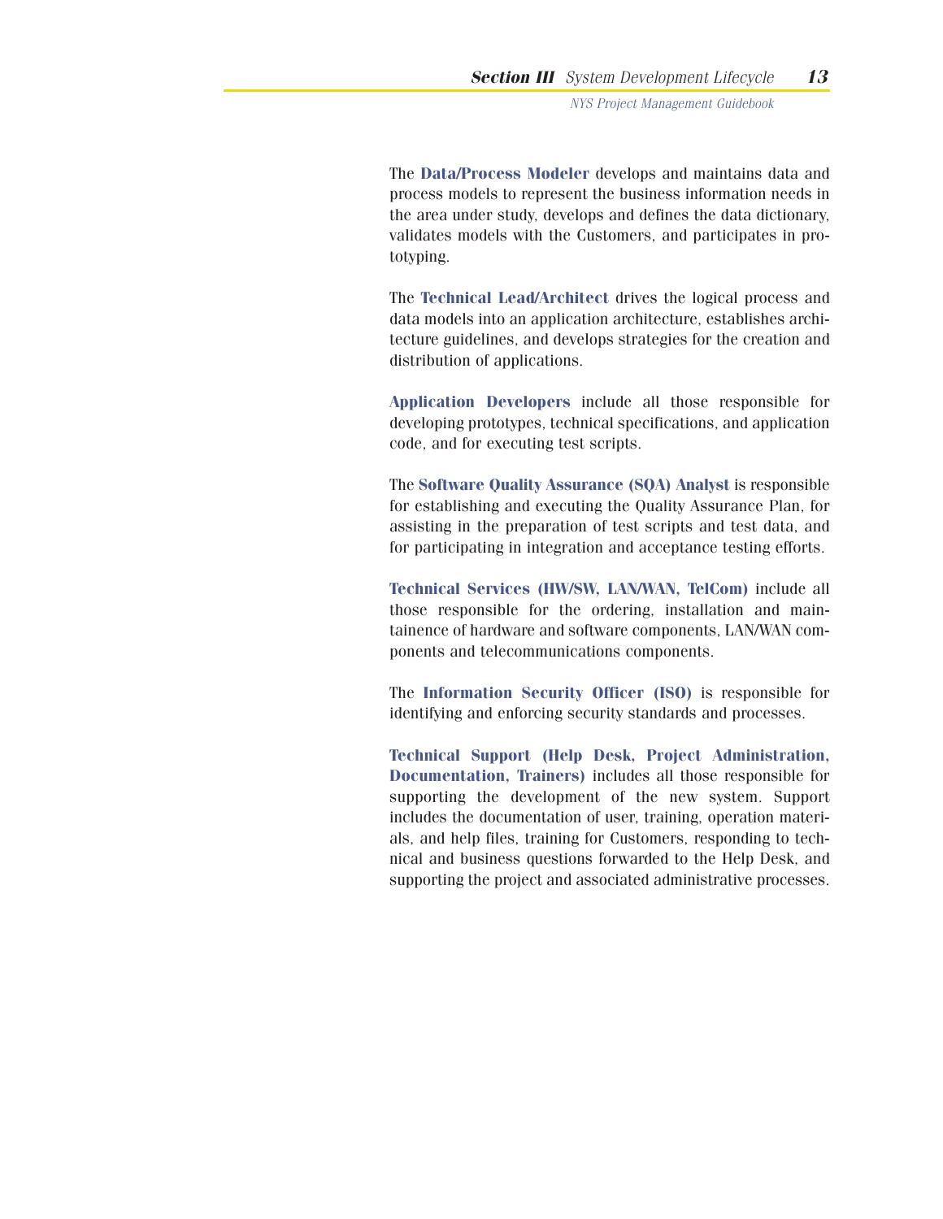The **Data/Process Modeler** develops and maintains data and process models to represent the business information needs in the area under study, develops and defines the data dictionary, validates models with the Customers, and participates in prototyping.

The **Technical Lead/Architect** drives the logical process and data models into an application architecture, establishes architecture guidelines, and develops strategies for the creation and distribution of applications.

**Application Developers** include all those responsible for developing prototypes, technical specifications, and application code, and for executing test scripts.

The **Software Quality Assurance (SQA) Analyst** is responsible for establishing and executing the Quality Assurance Plan, for assisting in the preparation of test scripts and test data, and for participating in integration and acceptance testing efforts.

**Technical Services (HW/SW, LAN/WAN, TelCom)** include all those responsible for the ordering, installation and maintainence of hardware and software components, LAN/WAN components and telecommunications components.

The **Information Security Officer (ISO)** is responsible for identifying and enforcing security standards and processes.

**Technical Support (Help Desk, Project Administration, Documentation, Trainers)** includes all those responsible for supporting the development of the new system. Support includes the documentation of user, training, operation materials, and help files, training for Customers, responding to technical and business questions forwarded to the Help Desk, and supporting the project and associated administrative processes.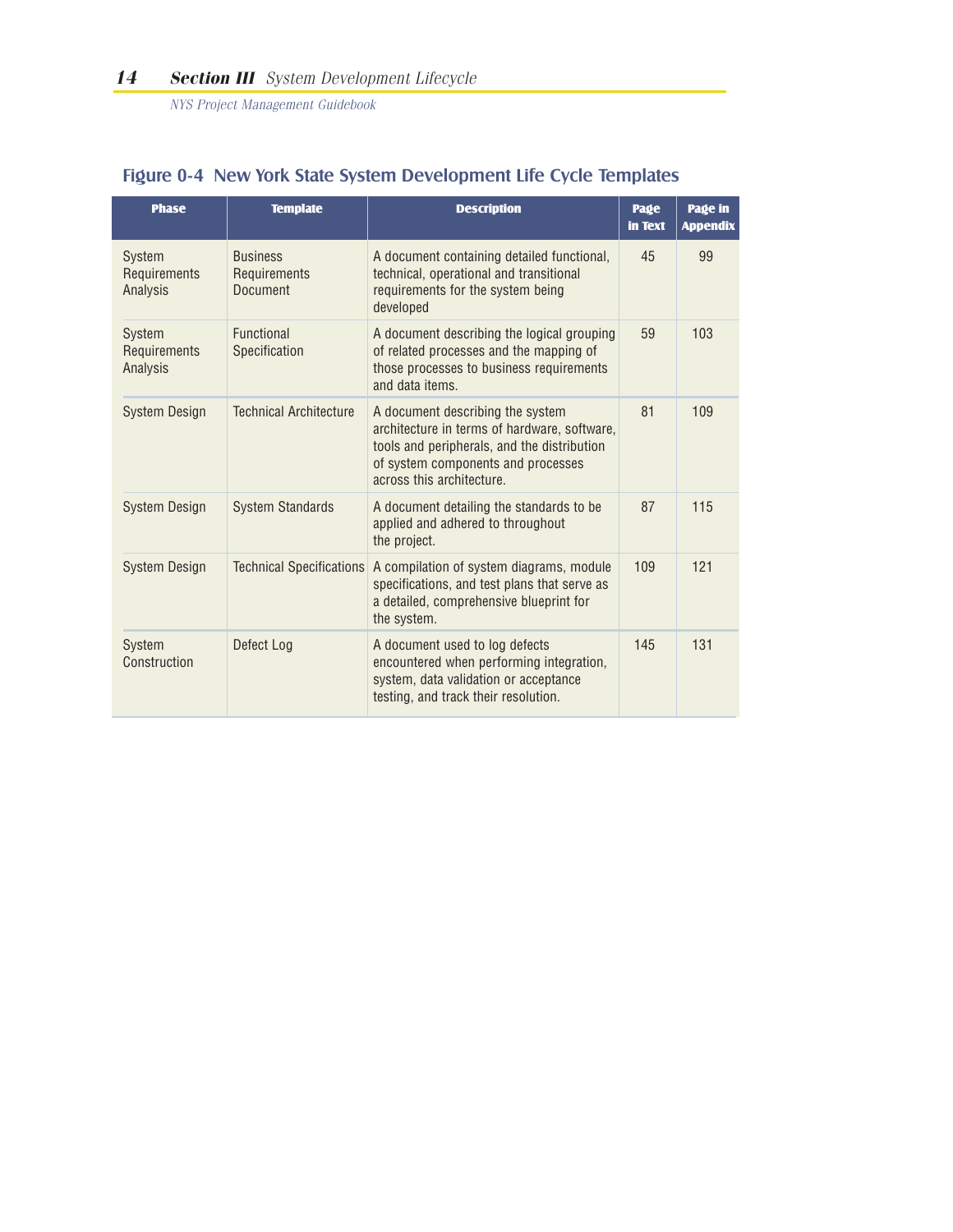## Figure 0-4 New York State System Development Life Cycle Templates

| Phase | Template | Description | Page in Text | Page in Appendix |
|---|---|---|---|---|
| System Requirements Analysis | Business Requirements Document | A document containing detailed functional, technical, operational and transitional requirements for the system being developed | 45 | 99 |
| System Requirements Analysis | Functional Specification | A document describing the logical grouping of related processes and the mapping of those processes to business requirements and data items. | 59 | 103 |
| System Design | Technical Architecture | A document describing the system architecture in terms of hardware, software, tools and peripherals, and the distribution of system components and processes across this architecture. | 81 | 109 |
| System Design | System Standards | A document detailing the standards to be applied and adhered to throughout the project. | 87 | 115 |
| System Design | Technical Specifications | A compilation of system diagrams, module specifications, and test plans that serve as a detailed, comprehensive blueprint for the system. | 109 | 121 |
| System Construction | Defect Log | A document used to log defects encountered when performing integration, system, data validation or acceptance testing, and track their resolution. | 145 | 131 |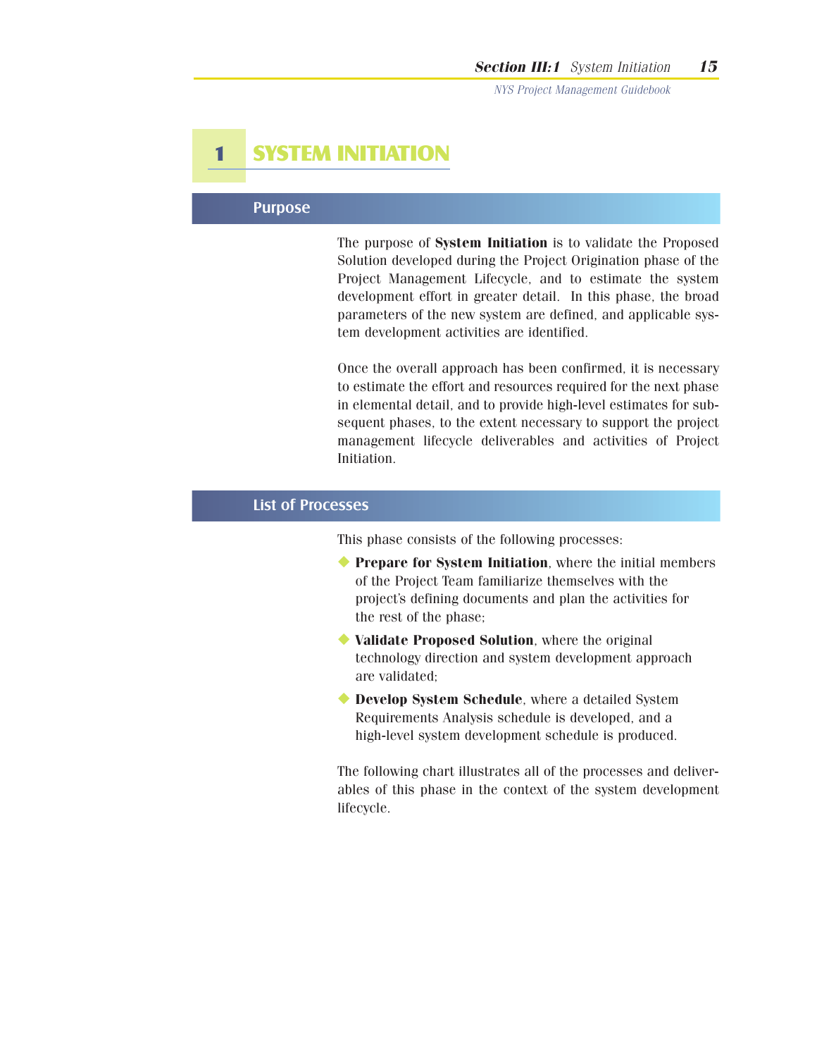# 1 SYSTEM INITIATION

## Purpose

The purpose of **System Initiation** is to validate the Proposed Solution developed during the Project Origination phase of the Project Management Lifecycle, and to estimate the system development effort in greater detail. In this phase, the broad parameters of the new system are defined, and applicable system development activities are identified.

Once the overall approach has been confirmed, it is necessary to estimate the effort and resources required for the next phase in elemental detail, and to provide high-level estimates for subsequent phases, to the extent necessary to support the project management lifecycle deliverables and activities of Project Initiation.

## List of Processes

This phase consists of the following processes:

- **Prepare for System Initiation**, where the initial members of the Project Team familiarize themselves with the project's defining documents and plan the activities for the rest of the phase;
- **Validate Proposed Solution**, where the original technology direction and system development approach are validated;
- **Develop System Schedule**, where a detailed System Requirements Analysis schedule is developed, and a high-level system development schedule is produced.

The following chart illustrates all of the processes and deliverables of this phase in the context of the system development lifecycle.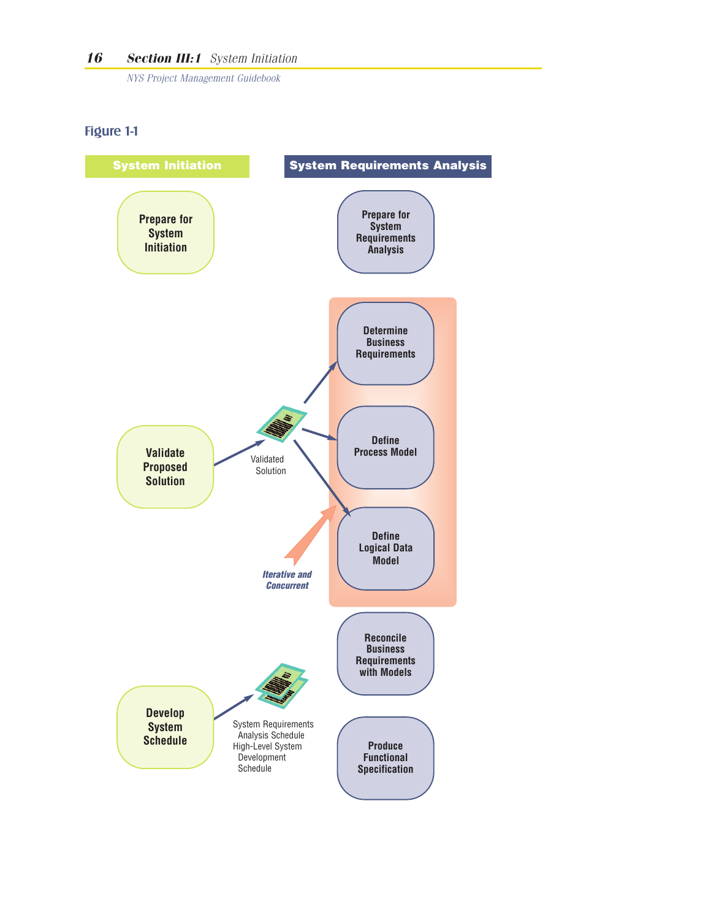Figure 1-1

**System Initiation**

- Prepare for System Initiation
- Validate Proposed Solution
- Develop System Schedule

**System Requirements Analysis**

- Prepare for System Requirements Analysis
- Determine Business Requirements
- Define Process Model
- Define Logical Data Model
- Reconcile Business Requirements with Models
- Produce Functional Specification

Validated Solution

*Iterative and Concurrent*

System Requirements Analysis Schedule
High-Level System Development Schedule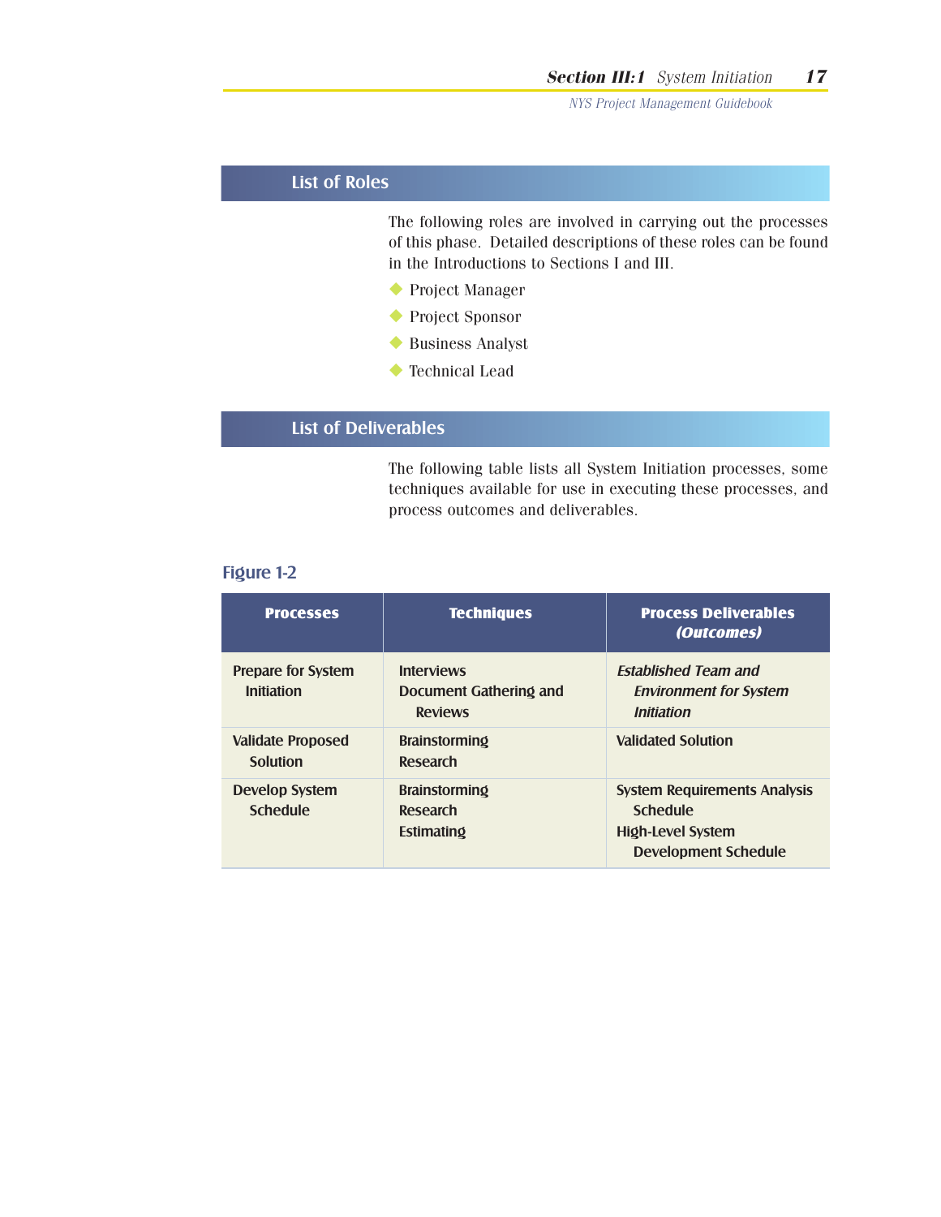## List of Roles

The following roles are involved in carrying out the processes of this phase. Detailed descriptions of these roles can be found in the Introductions to Sections I and III.

- Project Manager
- Project Sponsor
- Business Analyst
- Technical Lead

## List of Deliverables

The following table lists all System Initiation processes, some techniques available for use in executing these processes, and process outcomes and deliverables.

### Figure 1-2

| Processes | Techniques | Process Deliverables *(Outcomes)* |
|---|---|---|
| Prepare for System Initiation | Interviews<br>Document Gathering and Reviews | *Established Team and Environment for System Initiation* |
| Validate Proposed Solution | Brainstorming<br>Research | Validated Solution |
| Develop System Schedule | Brainstorming<br>Research<br>Estimating | System Requirements Analysis Schedule<br>High-Level System Development Schedule |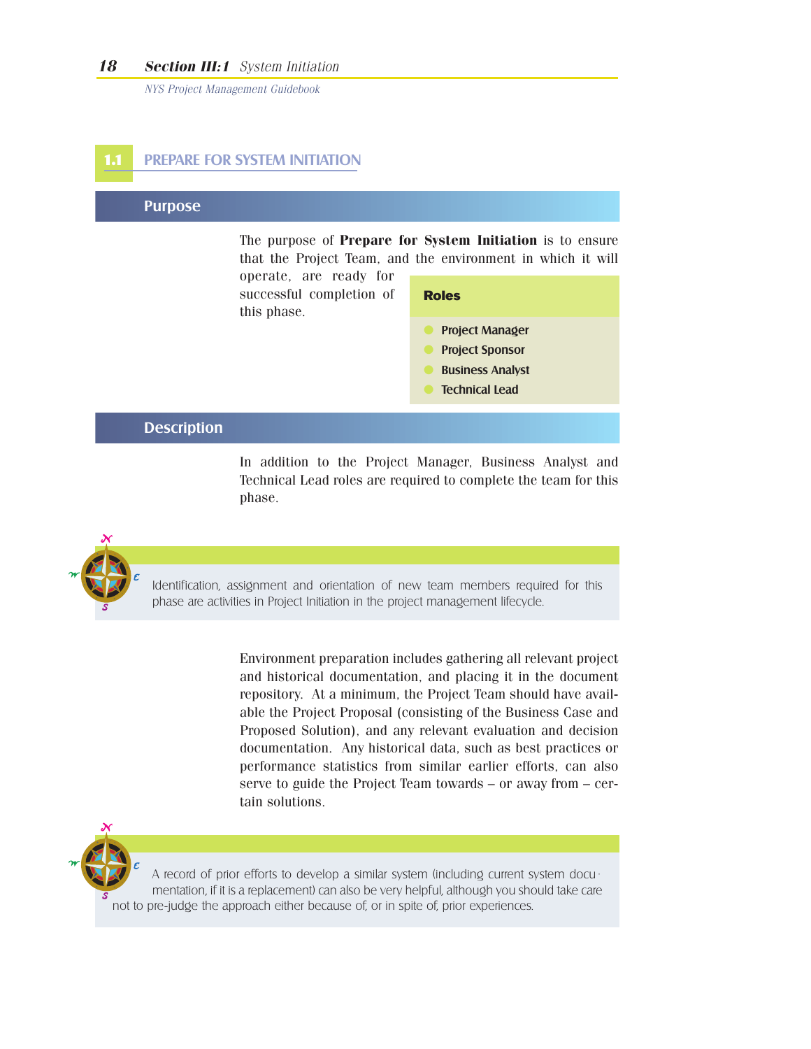## 1.1 PREPARE FOR SYSTEM INITIATION

### Purpose

The purpose of **Prepare for System Initiation** is to ensure that the Project Team, and the environment in which it will operate, are ready for successful completion of this phase.

**Roles**

- Project Manager
- Project Sponsor
- Business Analyst
- Technical Lead

### Description

In addition to the Project Manager, Business Analyst and Technical Lead roles are required to complete the team for this phase.

> Identification, assignment and orientation of new team members required for this phase are activities in Project Initiation in the project management lifecycle.

Environment preparation includes gathering all relevant project and historical documentation, and placing it in the document repository. At a minimum, the Project Team should have available the Project Proposal (consisting of the Business Case and Proposed Solution), and any relevant evaluation and decision documentation. Any historical data, such as best practices or performance statistics from similar earlier efforts, can also serve to guide the Project Team towards – or away from – certain solutions.

> A record of prior efforts to develop a similar system (including current system documentation, if it is a replacement) can also be very helpful, although you should take care not to pre-judge the approach either because of, or in spite of, prior experiences.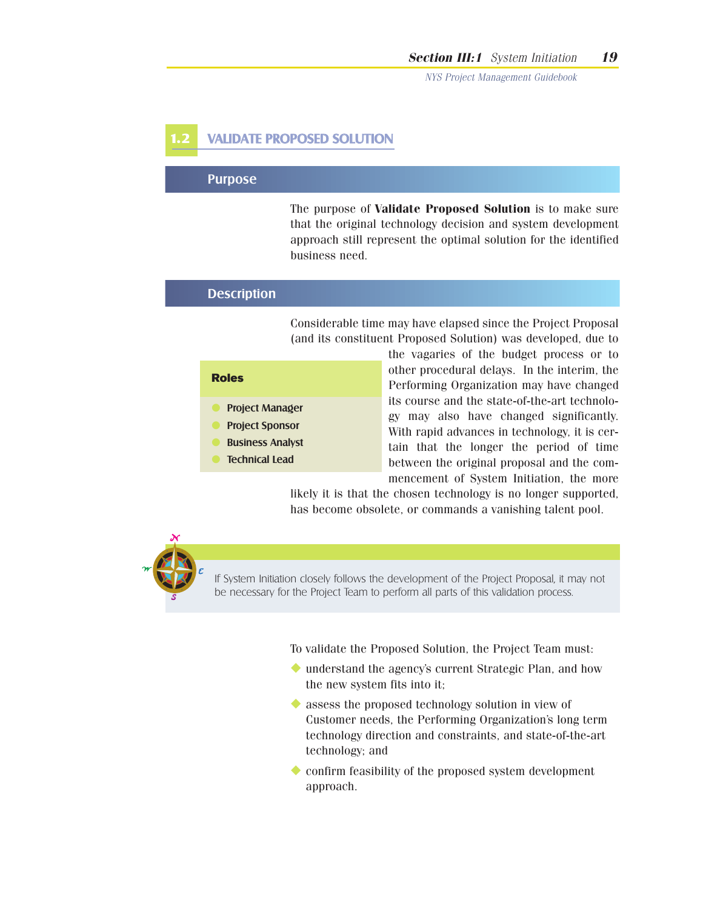## 1.2 VALIDATE PROPOSED SOLUTION

### Purpose

The purpose of **Validate Proposed Solution** is to make sure that the original technology decision and system development approach still represent the optimal solution for the identified business need.

### Description

Considerable time may have elapsed since the Project Proposal (and its constituent Proposed Solution) was developed, due to the vagaries of the budget process or to other procedural delays. In the interim, the Performing Organization may have changed its course and the state-of-the-art technology may also have changed significantly. With rapid advances in technology, it is certain that the longer the period of time between the original proposal and the commencement of System Initiation, the more likely it is that the chosen technology is no longer supported, has become obsolete, or commands a vanishing talent pool.

**Roles**

- Project Manager
- Project Sponsor
- Business Analyst
- Technical Lead

> If System Initiation closely follows the development of the Project Proposal, it may not be necessary for the Project Team to perform all parts of this validation process.

To validate the Proposed Solution, the Project Team must:

- understand the agency's current Strategic Plan, and how the new system fits into it;
- assess the proposed technology solution in view of Customer needs, the Performing Organization's long term technology direction and constraints, and state-of-the-art technology; and
- confirm feasibility of the proposed system development approach.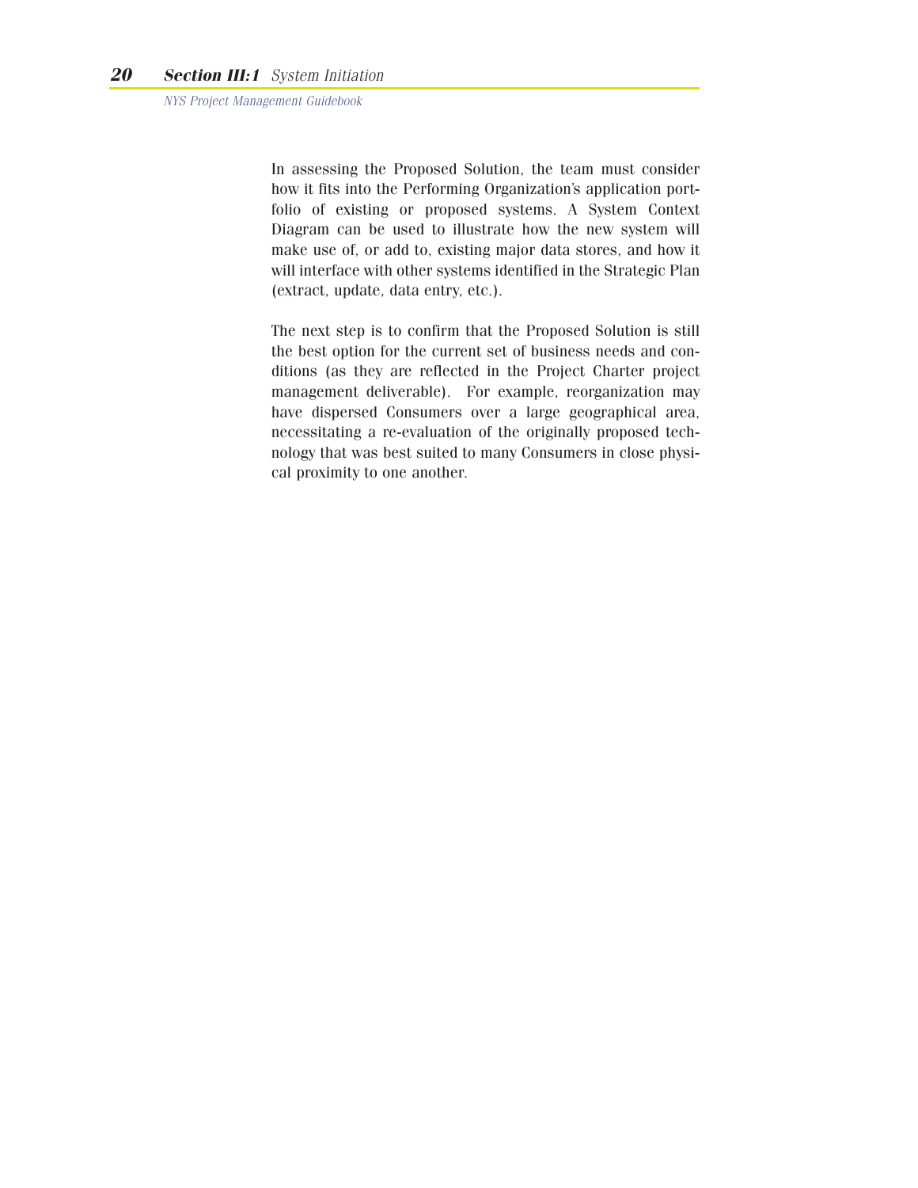In assessing the Proposed Solution, the team must consider how it fits into the Performing Organization's application portfolio of existing or proposed systems. A System Context Diagram can be used to illustrate how the new system will make use of, or add to, existing major data stores, and how it will interface with other systems identified in the Strategic Plan (extract, update, data entry, etc.).

The next step is to confirm that the Proposed Solution is still the best option for the current set of business needs and conditions (as they are reflected in the Project Charter project management deliverable). For example, reorganization may have dispersed Consumers over a large geographical area, necessitating a re-evaluation of the originally proposed technology that was best suited to many Consumers in close physical proximity to one another.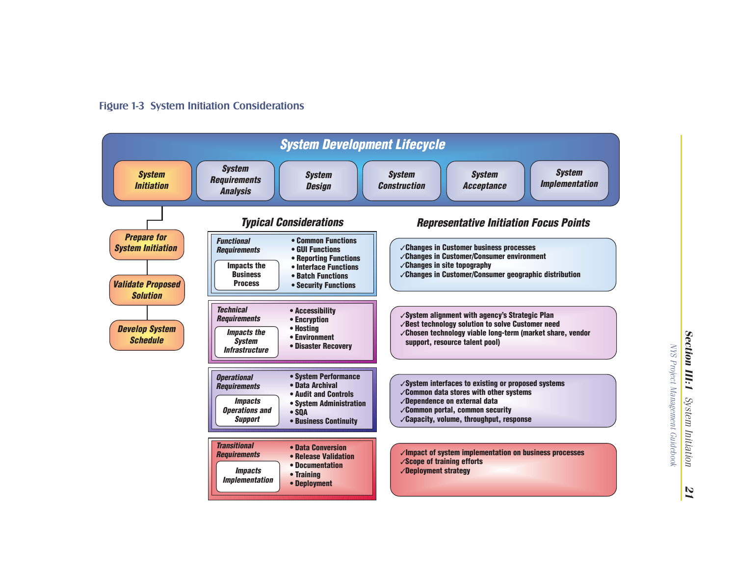Figure 1-3 System Initiation Considerations

## System Development Lifecycle

System Initiation | System Requirements Analysis | System Design | System Construction | System Acceptance | System Implementation

- Prepare for System Initiation
- Validate Proposed Solution
- Develop System Schedule

| Typical Considerations | | Representative Initiation Focus Points |
|---|---|---|
| **Functional Requirements** — Impacts the Business Process | • Common Functions<br>• GUI Functions<br>• Reporting Functions<br>• Interface Functions<br>• Batch Functions<br>• Security Functions | ✓Changes in Customer business processes<br>✓Changes in Customer/Consumer environment<br>✓Changes in site topography<br>✓Changes in Customer/Consumer geographic distribution |
| **Technical Requirements** — Impacts the System Infrastructure | • Accessibility<br>• Encryption<br>• Hosting<br>• Environment<br>• Disaster Recovery | ✓System alignment with agency's Strategic Plan<br>✓Best technology solution to solve Customer need<br>✓Chosen technology viable long-term (market share, vendor support, resource talent pool) |
| **Operational Requirements** — Impacts Operations and Support | • System Performance<br>• Data Archival<br>• Audit and Controls<br>• System Administration<br>• SQA<br>• Business Continuity | ✓System interfaces to existing or proposed systems<br>✓Common data stores with other systems<br>✓Dependence on external data<br>✓Common portal, common security<br>✓Capacity, volume, throughput, response |
| **Transitional Requirements** — Impacts Implementation | • Data Conversion<br>• Release Validation<br>• Documentation<br>• Training<br>• Deployment | ✓Impact of system implementation on business processes<br>✓Scope of training efforts<br>✓Deployment strategy |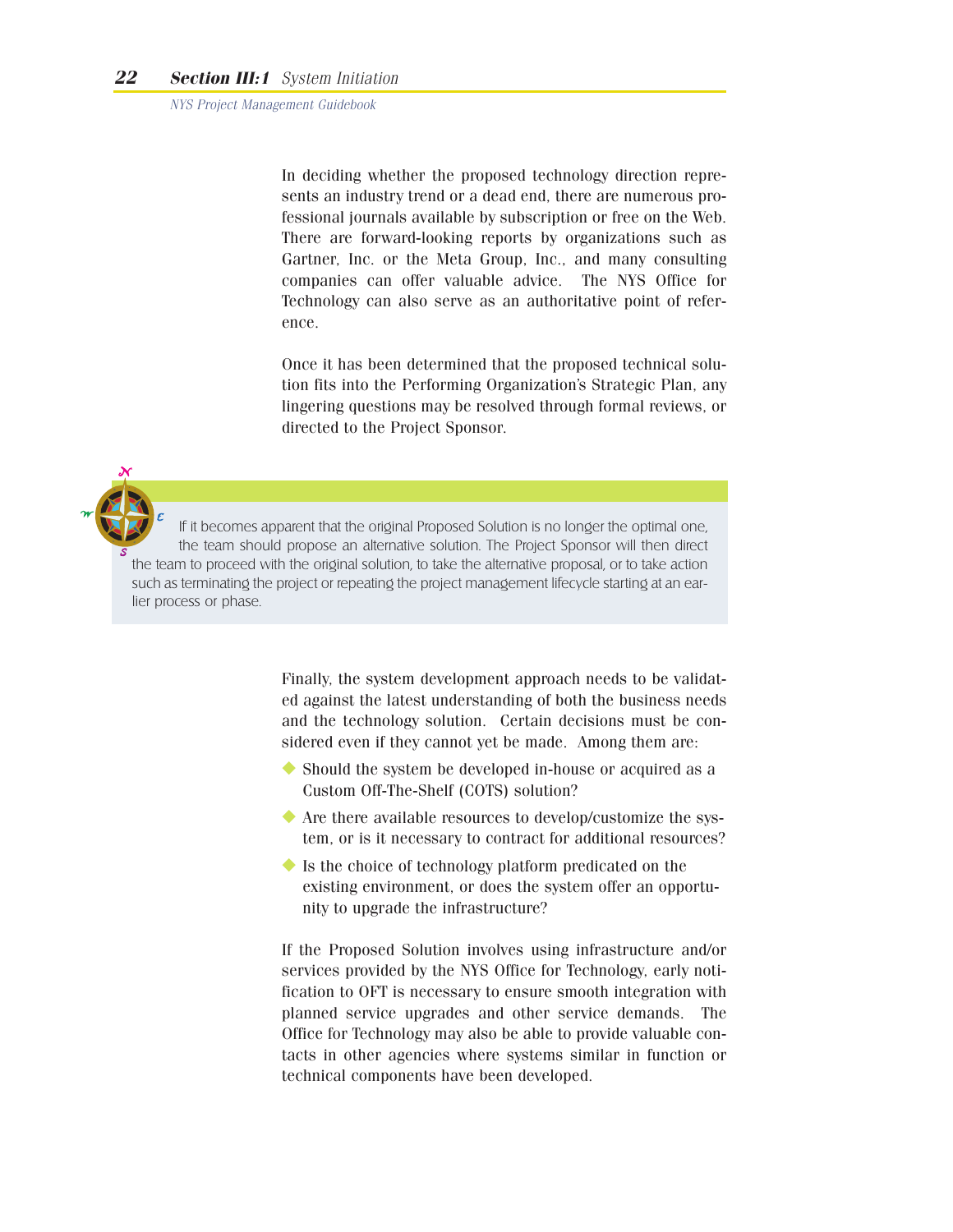In deciding whether the proposed technology direction represents an industry trend or a dead end, there are numerous professional journals available by subscription or free on the Web. There are forward-looking reports by organizations such as Gartner, Inc. or the Meta Group, Inc., and many consulting companies can offer valuable advice. The NYS Office for Technology can also serve as an authoritative point of reference.

Once it has been determined that the proposed technical solution fits into the Performing Organization's Strategic Plan, any lingering questions may be resolved through formal reviews, or directed to the Project Sponsor.

> If it becomes apparent that the original Proposed Solution is no longer the optimal one, the team should propose an alternative solution. The Project Sponsor will then direct the team to proceed with the original solution, to take the alternative proposal, or to take action such as terminating the project or repeating the project management lifecycle starting at an earlier process or phase.

Finally, the system development approach needs to be validated against the latest understanding of both the business needs and the technology solution. Certain decisions must be considered even if they cannot yet be made. Among them are:

- Should the system be developed in-house or acquired as a Custom Off-The-Shelf (COTS) solution?
- Are there available resources to develop/customize the system, or is it necessary to contract for additional resources?
- Is the choice of technology platform predicated on the existing environment, or does the system offer an opportunity to upgrade the infrastructure?

If the Proposed Solution involves using infrastructure and/or services provided by the NYS Office for Technology, early notification to OFT is necessary to ensure smooth integration with planned service upgrades and other service demands. The Office for Technology may also be able to provide valuable contacts in other agencies where systems similar in function or technical components have been developed.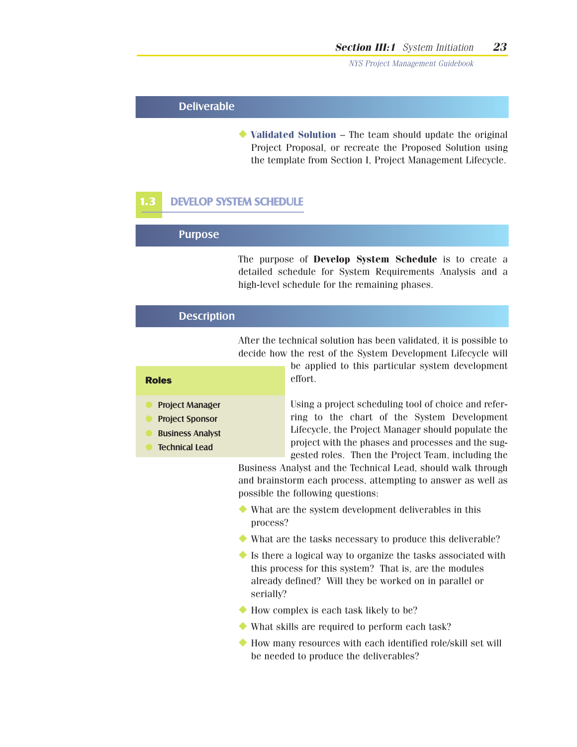### Deliverable

- **Validated Solution** – The team should update the original Project Proposal, or recreate the Proposed Solution using the template from Section I, Project Management Lifecycle.

## 1.3 DEVELOP SYSTEM SCHEDULE

### Purpose

The purpose of **Develop System Schedule** is to create a detailed schedule for System Requirements Analysis and a high-level schedule for the remaining phases.

### Description

After the technical solution has been validated, it is possible to decide how the rest of the System Development Lifecycle will be applied to this particular system development effort.

**Roles**

- Project Manager
- Project Sponsor
- Business Analyst
- Technical Lead

Using a project scheduling tool of choice and referring to the chart of the System Development Lifecycle, the Project Manager should populate the project with the phases and processes and the suggested roles. Then the Project Team, including the Business Analyst and the Technical Lead, should walk through and brainstorm each process, attempting to answer as well as possible the following questions:

- What are the system development deliverables in this process?
- What are the tasks necessary to produce this deliverable?
- Is there a logical way to organize the tasks associated with this process for this system? That is, are the modules already defined? Will they be worked on in parallel or serially?
- How complex is each task likely to be?
- What skills are required to perform each task?
- How many resources with each identified role/skill set will be needed to produce the deliverables?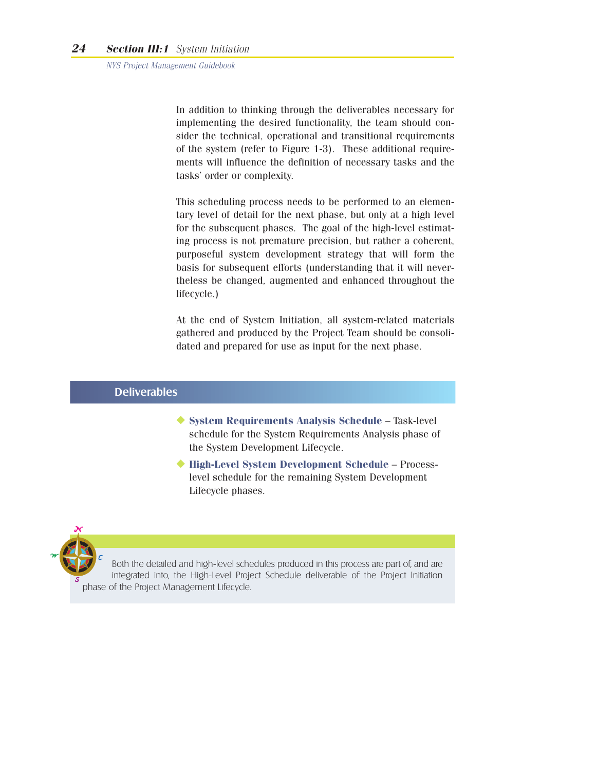In addition to thinking through the deliverables necessary for implementing the desired functionality, the team should consider the technical, operational and transitional requirements of the system (refer to Figure 1-3). These additional requirements will influence the definition of necessary tasks and the tasks' order or complexity.

This scheduling process needs to be performed to an elementary level of detail for the next phase, but only at a high level for the subsequent phases. The goal of the high-level estimating process is not premature precision, but rather a coherent, purposeful system development strategy that will form the basis for subsequent efforts (understanding that it will nevertheless be changed, augmented and enhanced throughout the lifecycle.)

At the end of System Initiation, all system-related materials gathered and produced by the Project Team should be consolidated and prepared for use as input for the next phase.

## Deliverables

- **System Requirements Analysis Schedule** – Task-level schedule for the System Requirements Analysis phase of the System Development Lifecycle.
- **High-Level System Development Schedule** – Process-level schedule for the remaining System Development Lifecycle phases.

Both the detailed and high-level schedules produced in this process are part of, and are integrated into, the High-Level Project Schedule deliverable of the Project Initiation phase of the Project Management Lifecycle.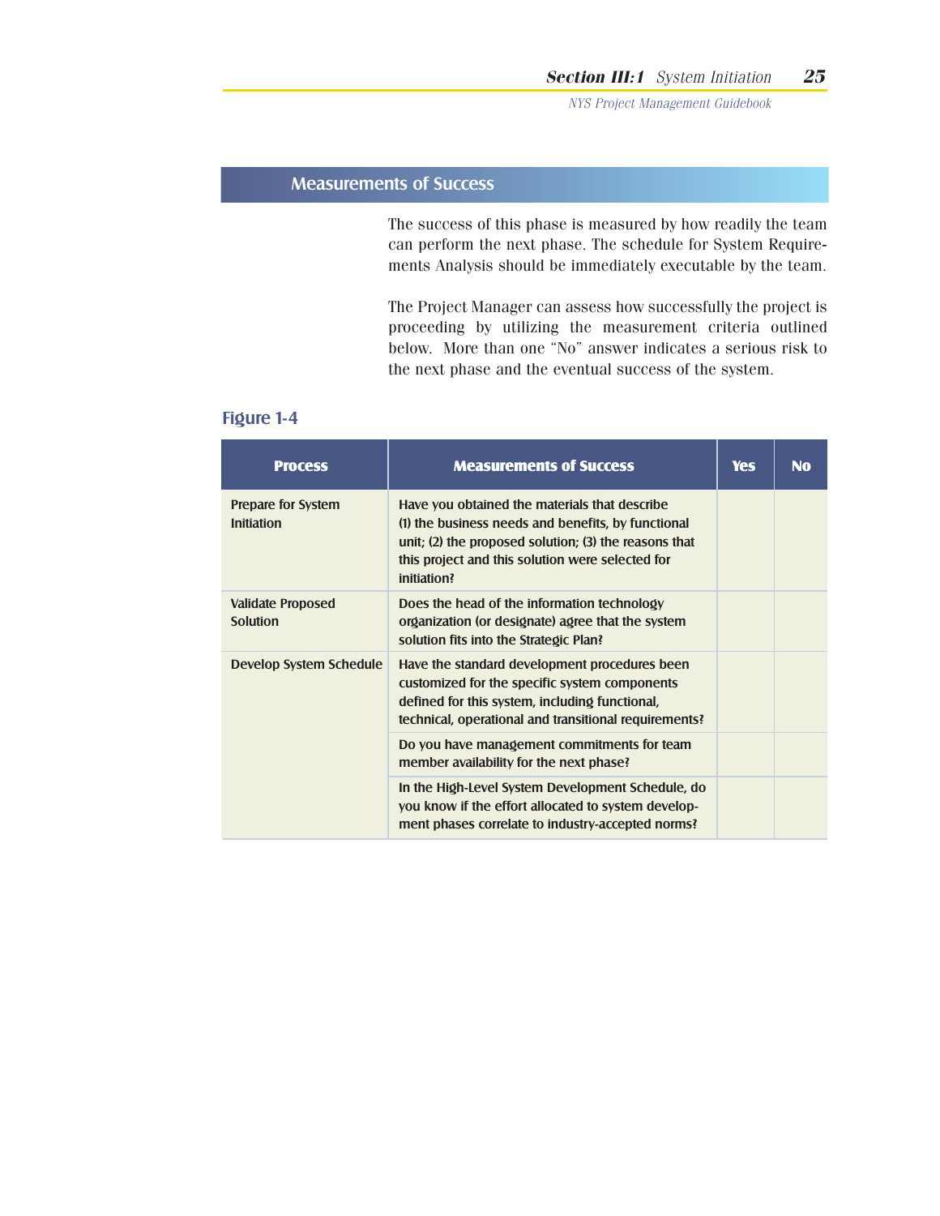## Measurements of Success

The success of this phase is measured by how readily the team can perform the next phase. The schedule for System Requirements Analysis should be immediately executable by the team.

The Project Manager can assess how successfully the project is proceeding by utilizing the measurement criteria outlined below. More than one "No" answer indicates a serious risk to the next phase and the eventual success of the system.

### Figure 1-4

| Process | Measurements of Success | Yes | No |
|---|---|---|---|
| Prepare for System Initiation | Have you obtained the materials that describe (1) the business needs and benefits, by functional unit; (2) the proposed solution; (3) the reasons that this project and this solution were selected for initiation? | | |
| Validate Proposed Solution | Does the head of the information technology organization (or designate) agree that the system solution fits into the Strategic Plan? | | |
| Develop System Schedule | Have the standard development procedures been customized for the specific system components defined for this system, including functional, technical, operational and transitional requirements? | | |
| | Do you have management commitments for team member availability for the next phase? | | |
| | In the High-Level System Development Schedule, do you know if the effort allocated to system development phases correlate to industry-accepted norms? | | |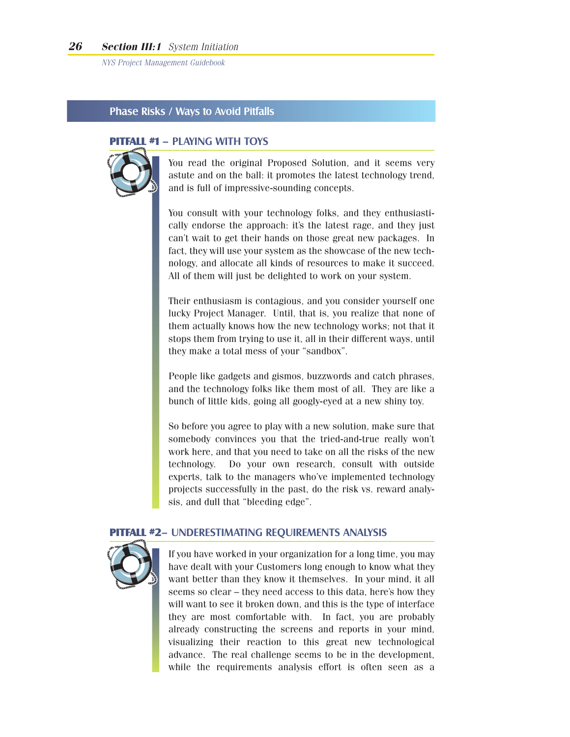## Phase Risks / Ways to Avoid Pitfalls

### PITFALL #1 – PLAYING WITH TOYS

You read the original Proposed Solution, and it seems very astute and on the ball: it promotes the latest technology trend, and is full of impressive-sounding concepts.

You consult with your technology folks, and they enthusiastically endorse the approach: it's the latest rage, and they just can't wait to get their hands on those great new packages. In fact, they will use your system as the showcase of the new technology, and allocate all kinds of resources to make it succeed. All of them will just be delighted to work on your system.

Their enthusiasm is contagious, and you consider yourself one lucky Project Manager. Until, that is, you realize that none of them actually knows how the new technology works; not that it stops them from trying to use it, all in their different ways, until they make a total mess of your "sandbox".

People like gadgets and gismos, buzzwords and catch phrases, and the technology folks like them most of all. They are like a bunch of little kids, going all googly-eyed at a new shiny toy.

So before you agree to play with a new solution, make sure that somebody convinces you that the tried-and-true really won't work here, and that you need to take on all the risks of the new technology. Do your own research, consult with outside experts, talk to the managers who've implemented technology projects successfully in the past, do the risk vs. reward analysis, and dull that "bleeding edge".

### PITFALL #2– UNDERESTIMATING REQUIREMENTS ANALYSIS

If you have worked in your organization for a long time, you may have dealt with your Customers long enough to know what they want better than they know it themselves. In your mind, it all seems so clear – they need access to this data, here's how they will want to see it broken down, and this is the type of interface they are most comfortable with. In fact, you are probably already constructing the screens and reports in your mind, visualizing their reaction to this great new technological advance. The real challenge seems to be in the development, while the requirements analysis effort is often seen as a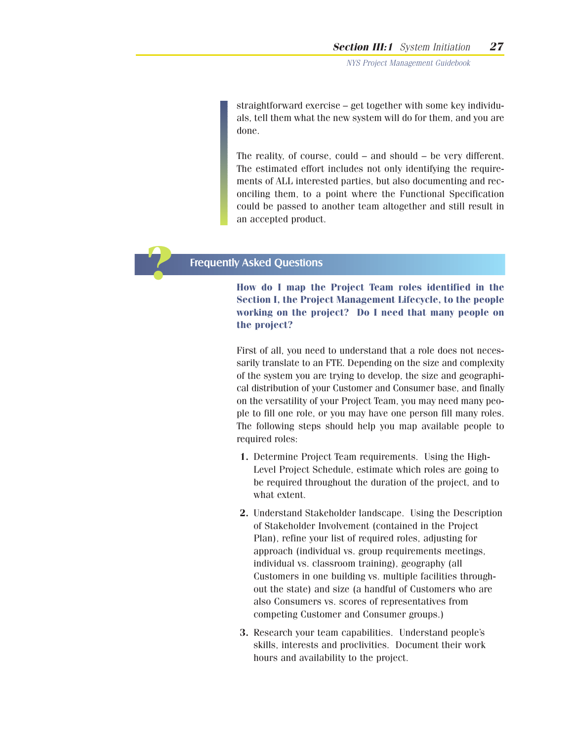straightforward exercise – get together with some key individuals, tell them what the new system will do for them, and you are done.

The reality, of course, could – and should – be very different. The estimated effort includes not only identifying the requirements of ALL interested parties, but also documenting and reconciling them, to a point where the Functional Specification could be passed to another team altogether and still result in an accepted product.

## Frequently Asked Questions

**How do I map the Project Team roles identified in the Section I, the Project Management Lifecycle, to the people working on the project? Do I need that many people on the project?**

First of all, you need to understand that a role does not necessarily translate to an FTE. Depending on the size and complexity of the system you are trying to develop, the size and geographical distribution of your Customer and Consumer base, and finally on the versatility of your Project Team, you may need many people to fill one role, or you may have one person fill many roles. The following steps should help you map available people to required roles:

1. Determine Project Team requirements. Using the High-Level Project Schedule, estimate which roles are going to be required throughout the duration of the project, and to what extent.
2. Understand Stakeholder landscape. Using the Description of Stakeholder Involvement (contained in the Project Plan), refine your list of required roles, adjusting for approach (individual vs. group requirements meetings, individual vs. classroom training), geography (all Customers in one building vs. multiple facilities throughout the state) and size (a handful of Customers who are also Consumers vs. scores of representatives from competing Customer and Consumer groups.)
3. Research your team capabilities. Understand people's skills, interests and proclivities. Document their work hours and availability to the project.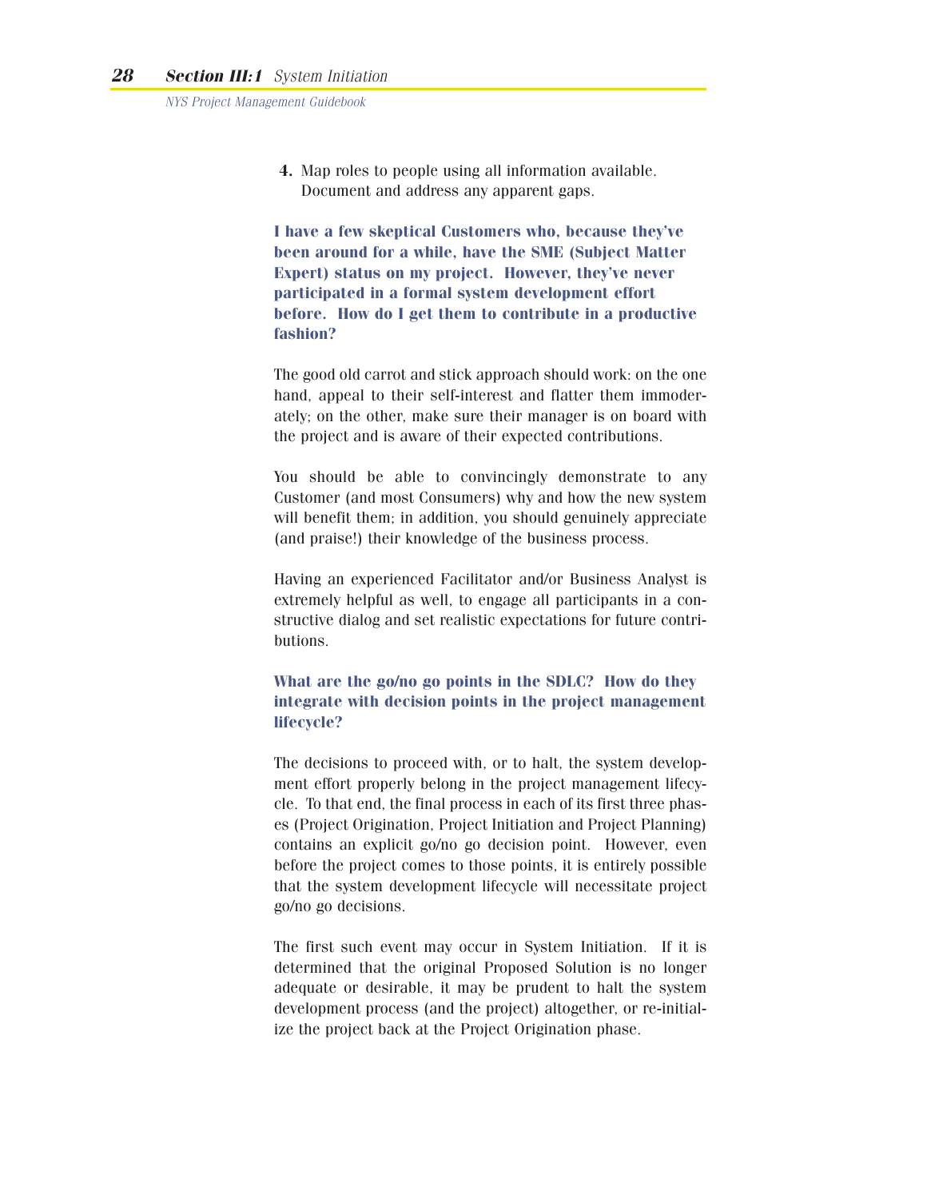4. Map roles to people using all information available. Document and address any apparent gaps.

**I have a few skeptical Customers who, because they've been around for a while, have the SME (Subject Matter Expert) status on my project. However, they've never participated in a formal system development effort before. How do I get them to contribute in a productive fashion?**

The good old carrot and stick approach should work: on the one hand, appeal to their self-interest and flatter them immoderately; on the other, make sure their manager is on board with the project and is aware of their expected contributions.

You should be able to convincingly demonstrate to any Customer (and most Consumers) why and how the new system will benefit them; in addition, you should genuinely appreciate (and praise!) their knowledge of the business process.

Having an experienced Facilitator and/or Business Analyst is extremely helpful as well, to engage all participants in a constructive dialog and set realistic expectations for future contributions.

**What are the go/no go points in the SDLC? How do they integrate with decision points in the project management lifecycle?**

The decisions to proceed with, or to halt, the system development effort properly belong in the project management lifecycle. To that end, the final process in each of its first three phases (Project Origination, Project Initiation and Project Planning) contains an explicit go/no go decision point. However, even before the project comes to those points, it is entirely possible that the system development lifecycle will necessitate project go/no go decisions.

The first such event may occur in System Initiation. If it is determined that the original Proposed Solution is no longer adequate or desirable, it may be prudent to halt the system development process (and the project) altogether, or re-initialize the project back at the Project Origination phase.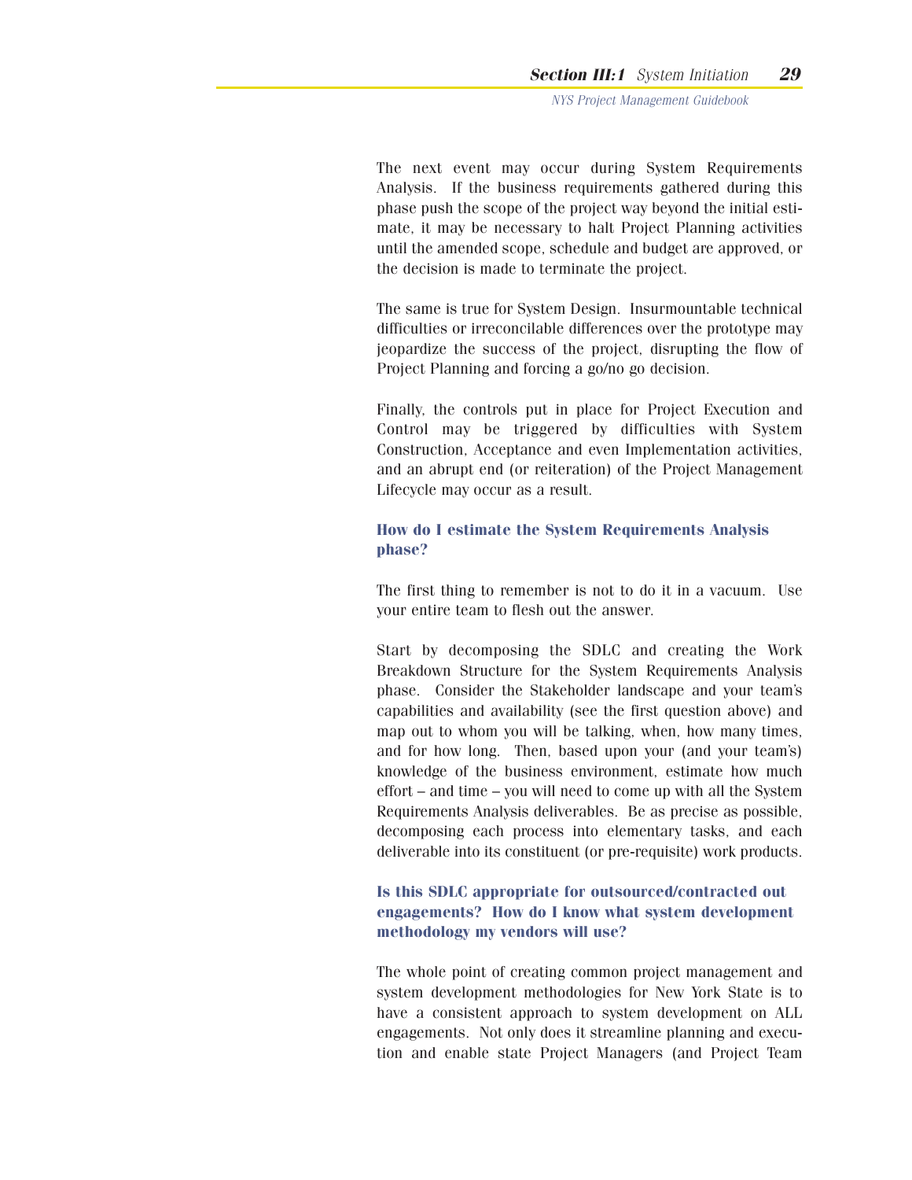The next event may occur during System Requirements Analysis. If the business requirements gathered during this phase push the scope of the project way beyond the initial estimate, it may be necessary to halt Project Planning activities until the amended scope, schedule and budget are approved, or the decision is made to terminate the project.

The same is true for System Design. Insurmountable technical difficulties or irreconcilable differences over the prototype may jeopardize the success of the project, disrupting the flow of Project Planning and forcing a go/no go decision.

Finally, the controls put in place for Project Execution and Control may be triggered by difficulties with System Construction, Acceptance and even Implementation activities, and an abrupt end (or reiteration) of the Project Management Lifecycle may occur as a result.

### How do I estimate the System Requirements Analysis phase?

The first thing to remember is not to do it in a vacuum. Use your entire team to flesh out the answer.

Start by decomposing the SDLC and creating the Work Breakdown Structure for the System Requirements Analysis phase. Consider the Stakeholder landscape and your team's capabilities and availability (see the first question above) and map out to whom you will be talking, when, how many times, and for how long. Then, based upon your (and your team's) knowledge of the business environment, estimate how much effort – and time – you will need to come up with all the System Requirements Analysis deliverables. Be as precise as possible, decomposing each process into elementary tasks, and each deliverable into its constituent (or pre-requisite) work products.

### Is this SDLC appropriate for outsourced/contracted out engagements? How do I know what system development methodology my vendors will use?

The whole point of creating common project management and system development methodologies for New York State is to have a consistent approach to system development on ALL engagements. Not only does it streamline planning and execution and enable state Project Managers (and Project Team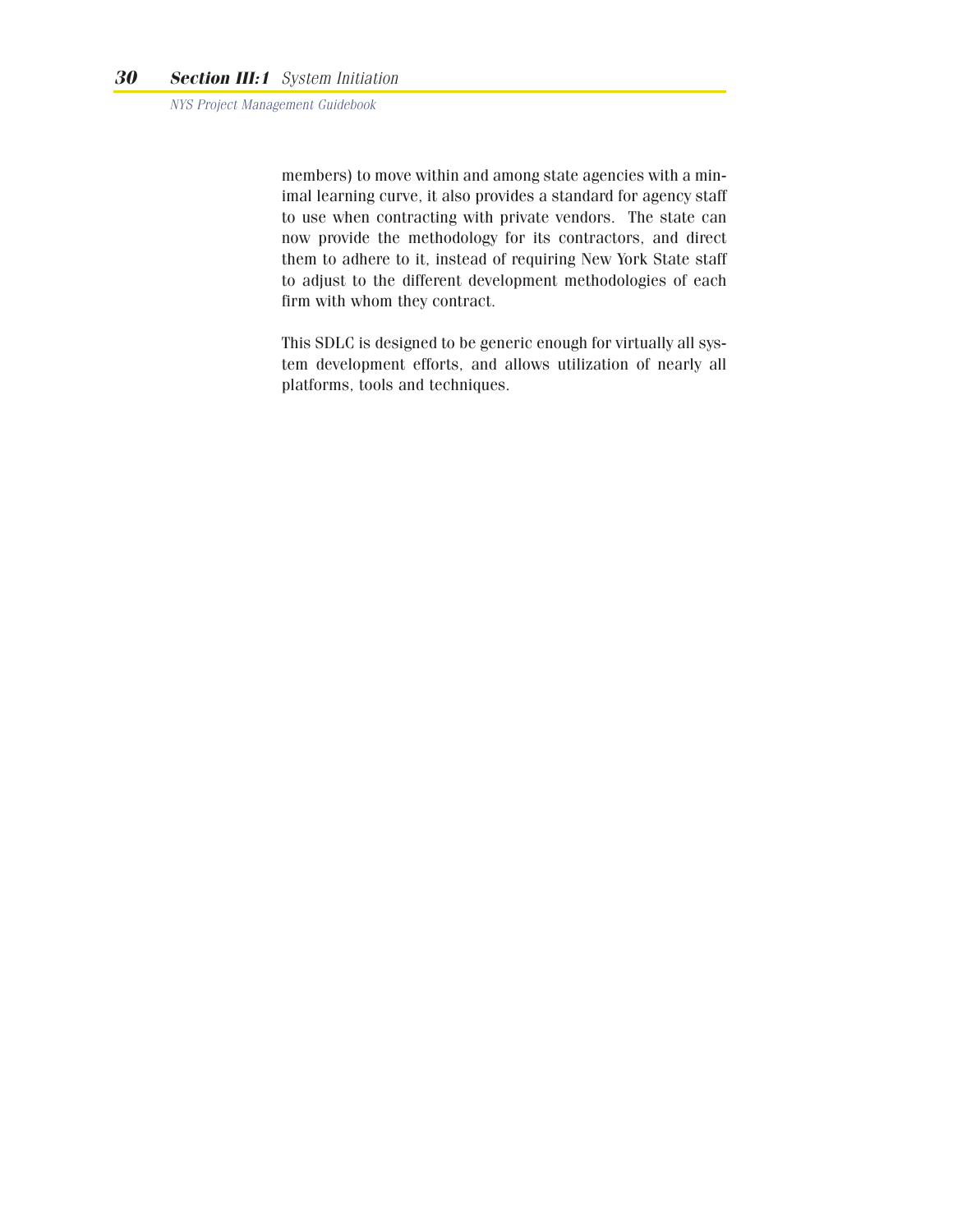members) to move within and among state agencies with a minimal learning curve, it also provides a standard for agency staff to use when contracting with private vendors. The state can now provide the methodology for its contractors, and direct them to adhere to it, instead of requiring New York State staff to adjust to the different development methodologies of each firm with whom they contract.

This SDLC is designed to be generic enough for virtually all system development efforts, and allows utilization of nearly all platforms, tools and techniques.